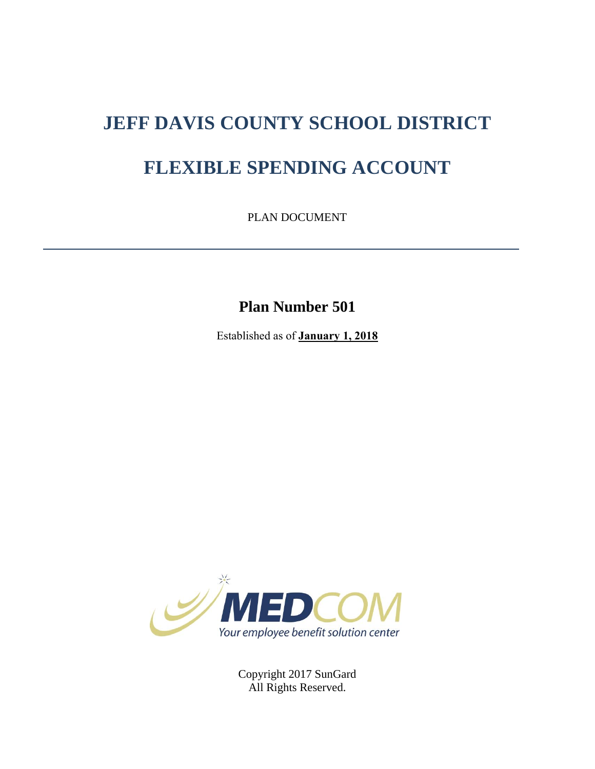# JEFF DAVIS COUNTY SCHOOL DISTRICT

# FLEXIBLE SPENDING ACCOUNT

PLAN DOCUMENT

---

## Plan Number 501

Established as of **January 1, 2018**

MEDCOM

*Your employee benefit solution center*

Copyright 2017 SunGard
All Rights Reserved.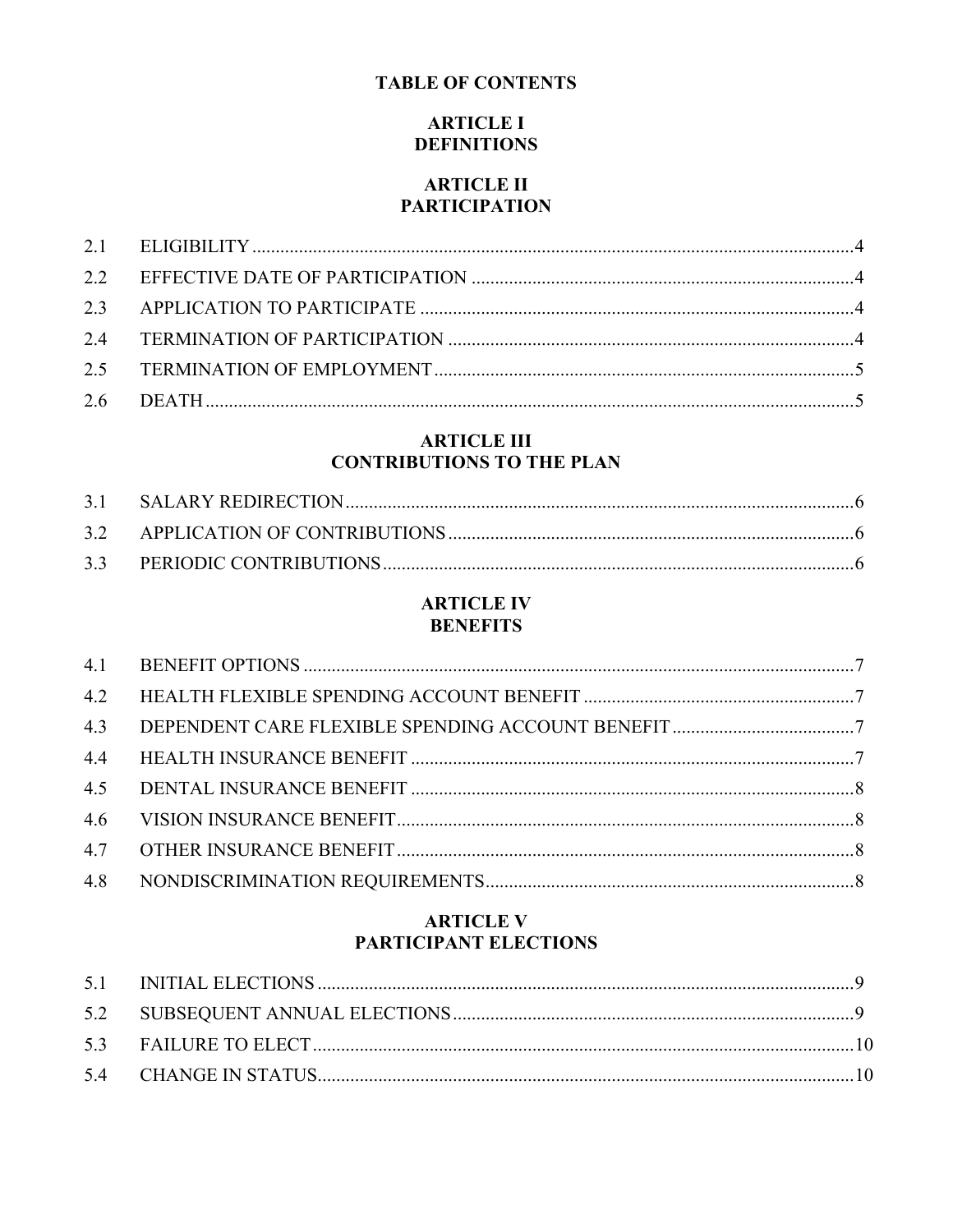# TABLE OF CONTENTS

## ARTICLE I
## DEFINITIONS

## ARTICLE II
## PARTICIPATION

| | | |
|---|---|---|
| 2.1 | ELIGIBILITY | 4 |
| 2.2 | EFFECTIVE DATE OF PARTICIPATION | 4 |
| 2.3 | APPLICATION TO PARTICIPATE | 4 |
| 2.4 | TERMINATION OF PARTICIPATION | 4 |
| 2.5 | TERMINATION OF EMPLOYMENT | 5 |
| 2.6 | DEATH | 5 |

## ARTICLE III
## CONTRIBUTIONS TO THE PLAN

| | | |
|---|---|---|
| 3.1 | SALARY REDIRECTION | 6 |
| 3.2 | APPLICATION OF CONTRIBUTIONS | 6 |
| 3.3 | PERIODIC CONTRIBUTIONS | 6 |

## ARTICLE IV
## BENEFITS

| | | |
|---|---|---|
| 4.1 | BENEFIT OPTIONS | 7 |
| 4.2 | HEALTH FLEXIBLE SPENDING ACCOUNT BENEFIT | 7 |
| 4.3 | DEPENDENT CARE FLEXIBLE SPENDING ACCOUNT BENEFIT | 7 |
| 4.4 | HEALTH INSURANCE BENEFIT | 7 |
| 4.5 | DENTAL INSURANCE BENEFIT | 8 |
| 4.6 | VISION INSURANCE BENEFIT | 8 |
| 4.7 | OTHER INSURANCE BENEFIT | 8 |
| 4.8 | NONDISCRIMINATION REQUIREMENTS | 8 |

## ARTICLE V
## PARTICIPANT ELECTIONS

| | | |
|---|---|---|
| 5.1 | INITIAL ELECTIONS | 9 |
| 5.2 | SUBSEQUENT ANNUAL ELECTIONS | 9 |
| 5.3 | FAILURE TO ELECT | 10 |
| 5.4 | CHANGE IN STATUS | 10 |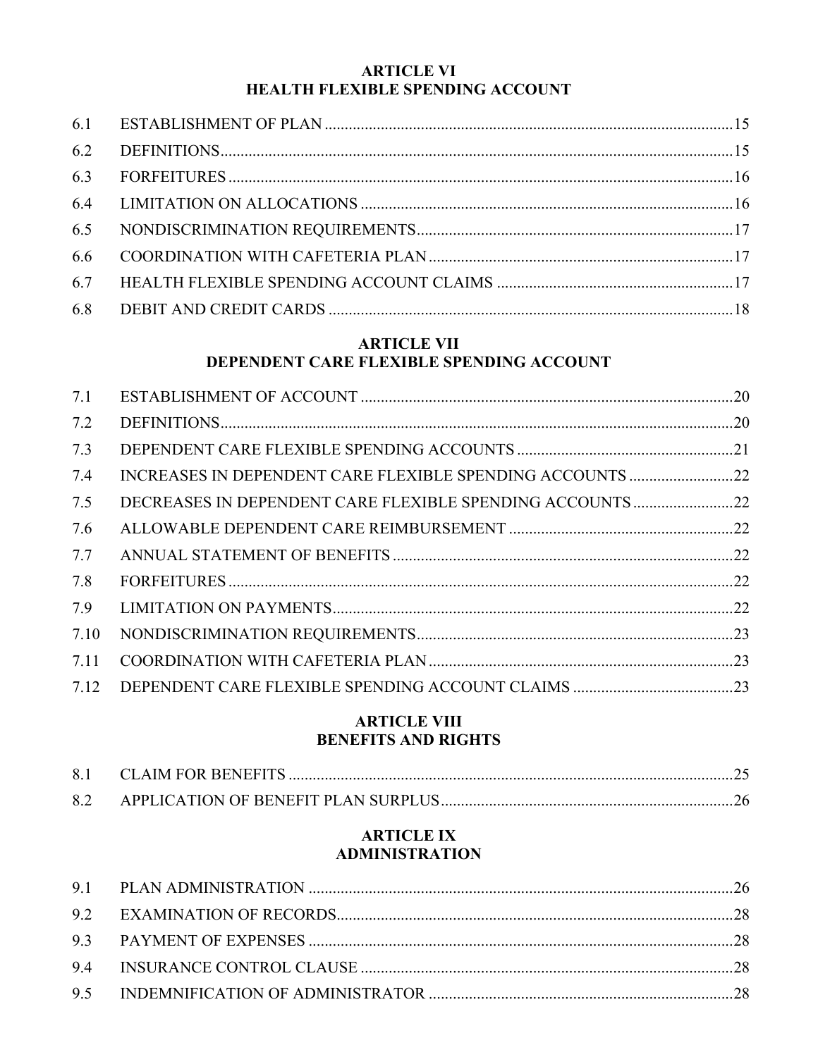## ARTICLE VI
## HEALTH FLEXIBLE SPENDING ACCOUNT

| | | |
|---|---|---|
| 6.1 | ESTABLISHMENT OF PLAN | 15 |
| 6.2 | DEFINITIONS | 15 |
| 6.3 | FORFEITURES | 16 |
| 6.4 | LIMITATION ON ALLOCATIONS | 16 |
| 6.5 | NONDISCRIMINATION REQUIREMENTS | 17 |
| 6.6 | COORDINATION WITH CAFETERIA PLAN | 17 |
| 6.7 | HEALTH FLEXIBLE SPENDING ACCOUNT CLAIMS | 17 |
| 6.8 | DEBIT AND CREDIT CARDS | 18 |

## ARTICLE VII
## DEPENDENT CARE FLEXIBLE SPENDING ACCOUNT

| | | |
|---|---|---|
| 7.1 | ESTABLISHMENT OF ACCOUNT | 20 |
| 7.2 | DEFINITIONS | 20 |
| 7.3 | DEPENDENT CARE FLEXIBLE SPENDING ACCOUNTS | 21 |
| 7.4 | INCREASES IN DEPENDENT CARE FLEXIBLE SPENDING ACCOUNTS | 22 |
| 7.5 | DECREASES IN DEPENDENT CARE FLEXIBLE SPENDING ACCOUNTS | 22 |
| 7.6 | ALLOWABLE DEPENDENT CARE REIMBURSEMENT | 22 |
| 7.7 | ANNUAL STATEMENT OF BENEFITS | 22 |
| 7.8 | FORFEITURES | 22 |
| 7.9 | LIMITATION ON PAYMENTS | 22 |
| 7.10 | NONDISCRIMINATION REQUIREMENTS | 23 |
| 7.11 | COORDINATION WITH CAFETERIA PLAN | 23 |
| 7.12 | DEPENDENT CARE FLEXIBLE SPENDING ACCOUNT CLAIMS | 23 |

## ARTICLE VIII
## BENEFITS AND RIGHTS

| | | |
|---|---|---|
| 8.1 | CLAIM FOR BENEFITS | 25 |
| 8.2 | APPLICATION OF BENEFIT PLAN SURPLUS | 26 |

## ARTICLE IX
## ADMINISTRATION

| | | |
|---|---|---|
| 9.1 | PLAN ADMINISTRATION | 26 |
| 9.2 | EXAMINATION OF RECORDS | 28 |
| 9.3 | PAYMENT OF EXPENSES | 28 |
| 9.4 | INSURANCE CONTROL CLAUSE | 28 |
| 9.5 | INDEMNIFICATION OF ADMINISTRATOR | 28 |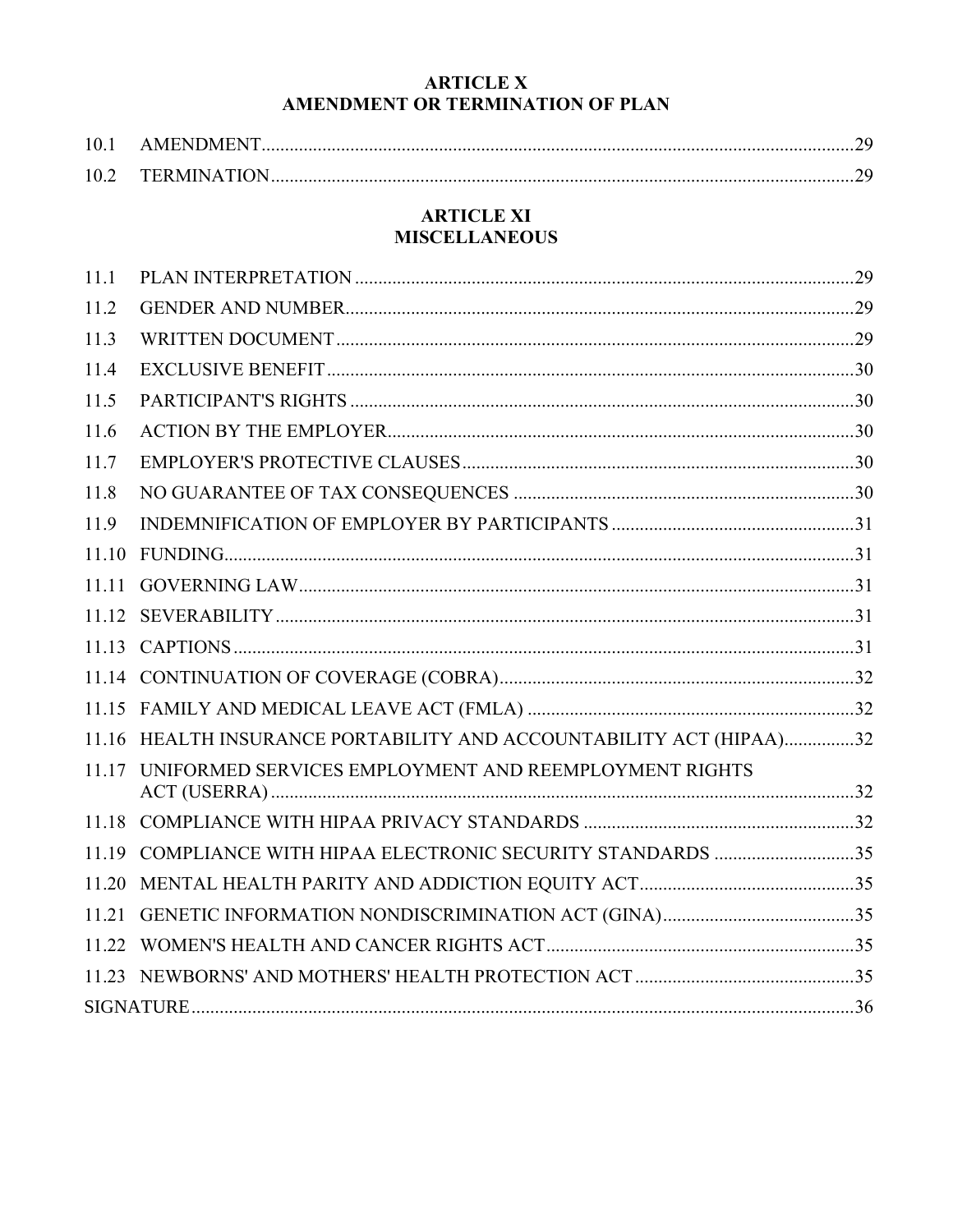## ARTICLE X
## AMENDMENT OR TERMINATION OF PLAN

| | | |
|---|---|---|
| 10.1 | AMENDMENT | 29 |
| 10.2 | TERMINATION | 29 |

## ARTICLE XI
## MISCELLANEOUS

| | | |
|---|---|---|
| 11.1 | PLAN INTERPRETATION | 29 |
| 11.2 | GENDER AND NUMBER | 29 |
| 11.3 | WRITTEN DOCUMENT | 29 |
| 11.4 | EXCLUSIVE BENEFIT | 30 |
| 11.5 | PARTICIPANT'S RIGHTS | 30 |
| 11.6 | ACTION BY THE EMPLOYER | 30 |
| 11.7 | EMPLOYER'S PROTECTIVE CLAUSES | 30 |
| 11.8 | NO GUARANTEE OF TAX CONSEQUENCES | 30 |
| 11.9 | INDEMNIFICATION OF EMPLOYER BY PARTICIPANTS | 31 |
| 11.10 | FUNDING | 31 |
| 11.11 | GOVERNING LAW | 31 |
| 11.12 | SEVERABILITY | 31 |
| 11.13 | CAPTIONS | 31 |
| 11.14 | CONTINUATION OF COVERAGE (COBRA) | 32 |
| 11.15 | FAMILY AND MEDICAL LEAVE ACT (FMLA) | 32 |
| 11.16 | HEALTH INSURANCE PORTABILITY AND ACCOUNTABILITY ACT (HIPAA) | 32 |
| 11.17 | UNIFORMED SERVICES EMPLOYMENT AND REEMPLOYMENT RIGHTS ACT (USERRA) | 32 |
| 11.18 | COMPLIANCE WITH HIPAA PRIVACY STANDARDS | 32 |
| 11.19 | COMPLIANCE WITH HIPAA ELECTRONIC SECURITY STANDARDS | 35 |
| 11.20 | MENTAL HEALTH PARITY AND ADDICTION EQUITY ACT | 35 |
| 11.21 | GENETIC INFORMATION NONDISCRIMINATION ACT (GINA) | 35 |
| 11.22 | WOMEN'S HEALTH AND CANCER RIGHTS ACT | 35 |
| 11.23 | NEWBORNS' AND MOTHERS' HEALTH PROTECTION ACT | 35 |
| | SIGNATURE | 36 |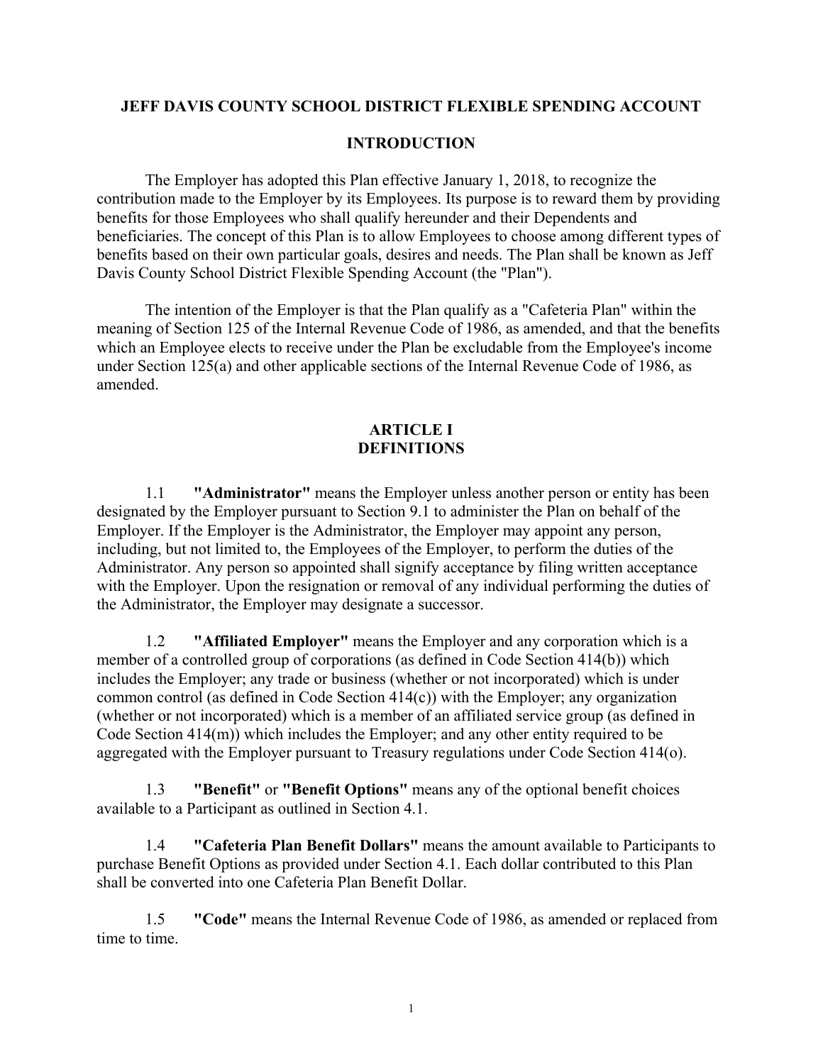# JEFF DAVIS COUNTY SCHOOL DISTRICT FLEXIBLE SPENDING ACCOUNT

## INTRODUCTION

The Employer has adopted this Plan effective January 1, 2018, to recognize the contribution made to the Employer by its Employees. Its purpose is to reward them by providing benefits for those Employees who shall qualify hereunder and their Dependents and beneficiaries. The concept of this Plan is to allow Employees to choose among different types of benefits based on their own particular goals, desires and needs. The Plan shall be known as Jeff Davis County School District Flexible Spending Account (the "Plan").

The intention of the Employer is that the Plan qualify as a "Cafeteria Plan" within the meaning of Section 125 of the Internal Revenue Code of 1986, as amended, and that the benefits which an Employee elects to receive under the Plan be excludable from the Employee's income under Section 125(a) and other applicable sections of the Internal Revenue Code of 1986, as amended.

## ARTICLE I
## DEFINITIONS

1.1 **"Administrator"** means the Employer unless another person or entity has been designated by the Employer pursuant to Section 9.1 to administer the Plan on behalf of the Employer. If the Employer is the Administrator, the Employer may appoint any person, including, but not limited to, the Employees of the Employer, to perform the duties of the Administrator. Any person so appointed shall signify acceptance by filing written acceptance with the Employer. Upon the resignation or removal of any individual performing the duties of the Administrator, the Employer may designate a successor.

1.2 **"Affiliated Employer"** means the Employer and any corporation which is a member of a controlled group of corporations (as defined in Code Section 414(b)) which includes the Employer; any trade or business (whether or not incorporated) which is under common control (as defined in Code Section 414(c)) with the Employer; any organization (whether or not incorporated) which is a member of an affiliated service group (as defined in Code Section 414(m)) which includes the Employer; and any other entity required to be aggregated with the Employer pursuant to Treasury regulations under Code Section 414(o).

1.3 **"Benefit"** or **"Benefit Options"** means any of the optional benefit choices available to a Participant as outlined in Section 4.1.

1.4 **"Cafeteria Plan Benefit Dollars"** means the amount available to Participants to purchase Benefit Options as provided under Section 4.1. Each dollar contributed to this Plan shall be converted into one Cafeteria Plan Benefit Dollar.

1.5 **"Code"** means the Internal Revenue Code of 1986, as amended or replaced from time to time.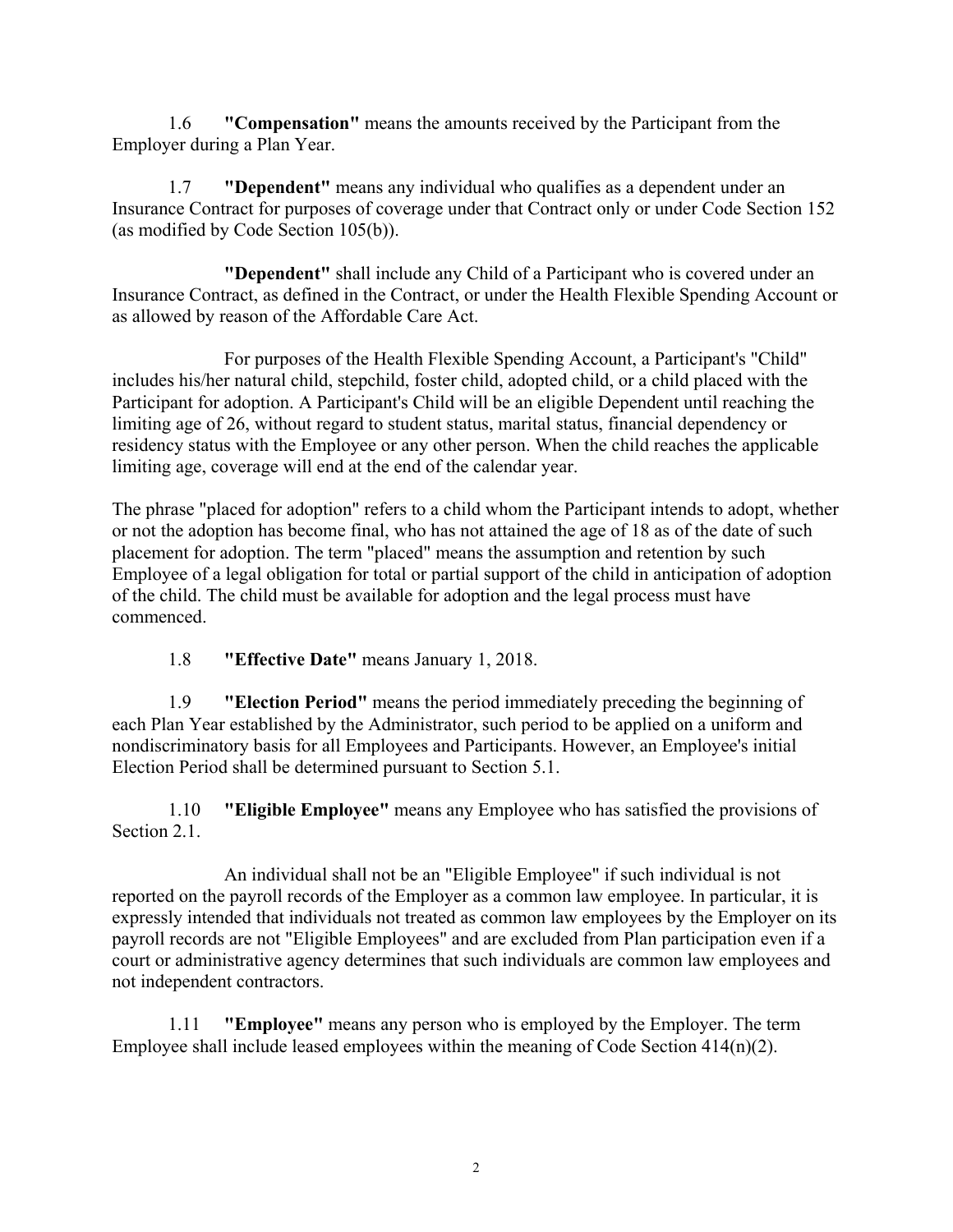1.6 **"Compensation"** means the amounts received by the Participant from the Employer during a Plan Year.

1.7 **"Dependent"** means any individual who qualifies as a dependent under an Insurance Contract for purposes of coverage under that Contract only or under Code Section 152 (as modified by Code Section 105(b)).

**"Dependent"** shall include any Child of a Participant who is covered under an Insurance Contract, as defined in the Contract, or under the Health Flexible Spending Account or as allowed by reason of the Affordable Care Act.

For purposes of the Health Flexible Spending Account, a Participant's "Child" includes his/her natural child, stepchild, foster child, adopted child, or a child placed with the Participant for adoption. A Participant's Child will be an eligible Dependent until reaching the limiting age of 26, without regard to student status, marital status, financial dependency or residency status with the Employee or any other person. When the child reaches the applicable limiting age, coverage will end at the end of the calendar year.

The phrase "placed for adoption" refers to a child whom the Participant intends to adopt, whether or not the adoption has become final, who has not attained the age of 18 as of the date of such placement for adoption. The term "placed" means the assumption and retention by such Employee of a legal obligation for total or partial support of the child in anticipation of adoption of the child. The child must be available for adoption and the legal process must have commenced.

1.8 **"Effective Date"** means January 1, 2018.

1.9 **"Election Period"** means the period immediately preceding the beginning of each Plan Year established by the Administrator, such period to be applied on a uniform and nondiscriminatory basis for all Employees and Participants. However, an Employee's initial Election Period shall be determined pursuant to Section 5.1.

1.10 **"Eligible Employee"** means any Employee who has satisfied the provisions of Section 2.1.

An individual shall not be an "Eligible Employee" if such individual is not reported on the payroll records of the Employer as a common law employee. In particular, it is expressly intended that individuals not treated as common law employees by the Employer on its payroll records are not "Eligible Employees" and are excluded from Plan participation even if a court or administrative agency determines that such individuals are common law employees and not independent contractors.

1.11 **"Employee"** means any person who is employed by the Employer. The term Employee shall include leased employees within the meaning of Code Section 414(n)(2).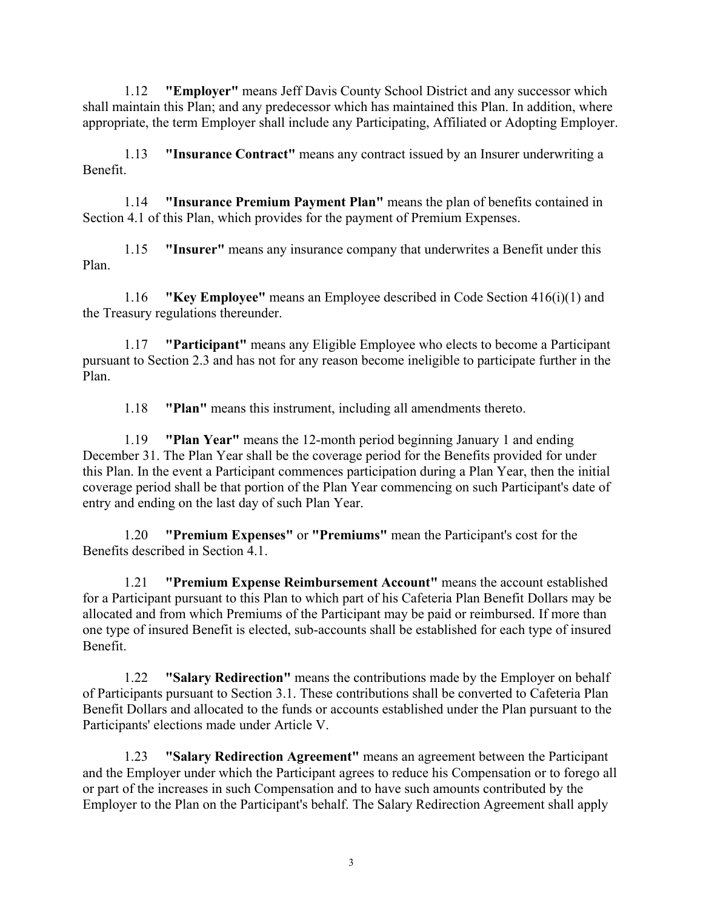1.12 **"Employer"** means Jeff Davis County School District and any successor which shall maintain this Plan; and any predecessor which has maintained this Plan. In addition, where appropriate, the term Employer shall include any Participating, Affiliated or Adopting Employer.

1.13 **"Insurance Contract"** means any contract issued by an Insurer underwriting a Benefit.

1.14 **"Insurance Premium Payment Plan"** means the plan of benefits contained in Section 4.1 of this Plan, which provides for the payment of Premium Expenses.

1.15 **"Insurer"** means any insurance company that underwrites a Benefit under this Plan.

1.16 **"Key Employee"** means an Employee described in Code Section 416(i)(1) and the Treasury regulations thereunder.

1.17 **"Participant"** means any Eligible Employee who elects to become a Participant pursuant to Section 2.3 and has not for any reason become ineligible to participate further in the Plan.

1.18 **"Plan"** means this instrument, including all amendments thereto.

1.19 **"Plan Year"** means the 12-month period beginning January 1 and ending December 31. The Plan Year shall be the coverage period for the Benefits provided for under this Plan. In the event a Participant commences participation during a Plan Year, then the initial coverage period shall be that portion of the Plan Year commencing on such Participant's date of entry and ending on the last day of such Plan Year.

1.20 **"Premium Expenses"** or **"Premiums"** mean the Participant's cost for the Benefits described in Section 4.1.

1.21 **"Premium Expense Reimbursement Account"** means the account established for a Participant pursuant to this Plan to which part of his Cafeteria Plan Benefit Dollars may be allocated and from which Premiums of the Participant may be paid or reimbursed. If more than one type of insured Benefit is elected, sub-accounts shall be established for each type of insured Benefit.

1.22 **"Salary Redirection"** means the contributions made by the Employer on behalf of Participants pursuant to Section 3.1. These contributions shall be converted to Cafeteria Plan Benefit Dollars and allocated to the funds or accounts established under the Plan pursuant to the Participants' elections made under Article V.

1.23 **"Salary Redirection Agreement"** means an agreement between the Participant and the Employer under which the Participant agrees to reduce his Compensation or to forego all or part of the increases in such Compensation and to have such amounts contributed by the Employer to the Plan on the Participant's behalf. The Salary Redirection Agreement shall apply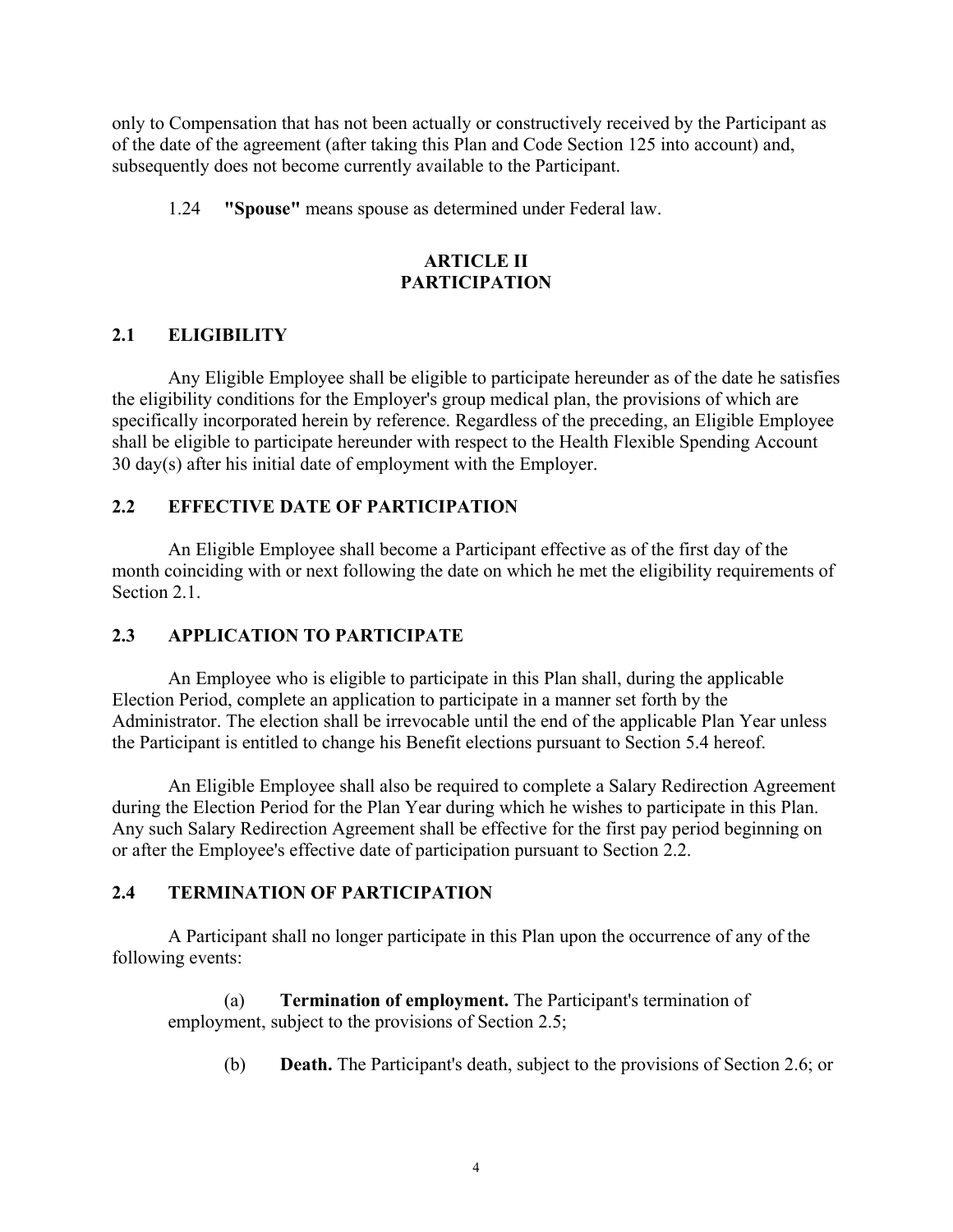only to Compensation that has not been actually or constructively received by the Participant as of the date of the agreement (after taking this Plan and Code Section 125 into account) and, subsequently does not become currently available to the Participant.

1.24 **"Spouse"** means spouse as determined under Federal law.

## ARTICLE II
## PARTICIPATION

### 2.1 ELIGIBILITY

Any Eligible Employee shall be eligible to participate hereunder as of the date he satisfies the eligibility conditions for the Employer's group medical plan, the provisions of which are specifically incorporated herein by reference. Regardless of the preceding, an Eligible Employee shall be eligible to participate hereunder with respect to the Health Flexible Spending Account 30 day(s) after his initial date of employment with the Employer.

### 2.2 EFFECTIVE DATE OF PARTICIPATION

An Eligible Employee shall become a Participant effective as of the first day of the month coinciding with or next following the date on which he met the eligibility requirements of Section 2.1.

### 2.3 APPLICATION TO PARTICIPATE

An Employee who is eligible to participate in this Plan shall, during the applicable Election Period, complete an application to participate in a manner set forth by the Administrator. The election shall be irrevocable until the end of the applicable Plan Year unless the Participant is entitled to change his Benefit elections pursuant to Section 5.4 hereof.

An Eligible Employee shall also be required to complete a Salary Redirection Agreement during the Election Period for the Plan Year during which he wishes to participate in this Plan. Any such Salary Redirection Agreement shall be effective for the first pay period beginning on or after the Employee's effective date of participation pursuant to Section 2.2.

### 2.4 TERMINATION OF PARTICIPATION

A Participant shall no longer participate in this Plan upon the occurrence of any of the following events:

(a) **Termination of employment.** The Participant's termination of employment, subject to the provisions of Section 2.5;

(b) **Death.** The Participant's death, subject to the provisions of Section 2.6; or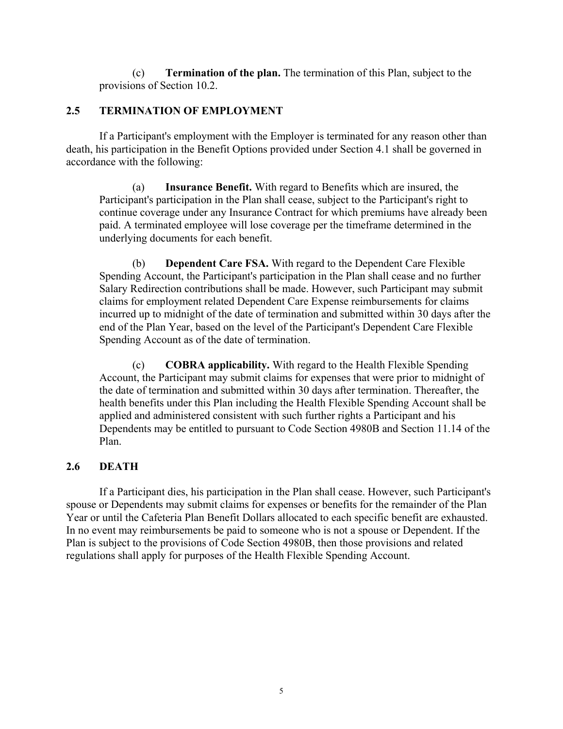(c) **Termination of the plan.** The termination of this Plan, subject to the provisions of Section 10.2.

## 2.5 TERMINATION OF EMPLOYMENT

If a Participant's employment with the Employer is terminated for any reason other than death, his participation in the Benefit Options provided under Section 4.1 shall be governed in accordance with the following:

(a) **Insurance Benefit.** With regard to Benefits which are insured, the Participant's participation in the Plan shall cease, subject to the Participant's right to continue coverage under any Insurance Contract for which premiums have already been paid. A terminated employee will lose coverage per the timeframe determined in the underlying documents for each benefit.

(b) **Dependent Care FSA.** With regard to the Dependent Care Flexible Spending Account, the Participant's participation in the Plan shall cease and no further Salary Redirection contributions shall be made. However, such Participant may submit claims for employment related Dependent Care Expense reimbursements for claims incurred up to midnight of the date of termination and submitted within 30 days after the end of the Plan Year, based on the level of the Participant's Dependent Care Flexible Spending Account as of the date of termination.

(c) **COBRA applicability.** With regard to the Health Flexible Spending Account, the Participant may submit claims for expenses that were prior to midnight of the date of termination and submitted within 30 days after termination. Thereafter, the health benefits under this Plan including the Health Flexible Spending Account shall be applied and administered consistent with such further rights a Participant and his Dependents may be entitled to pursuant to Code Section 4980B and Section 11.14 of the Plan.

## 2.6 DEATH

If a Participant dies, his participation in the Plan shall cease. However, such Participant's spouse or Dependents may submit claims for expenses or benefits for the remainder of the Plan Year or until the Cafeteria Plan Benefit Dollars allocated to each specific benefit are exhausted. In no event may reimbursements be paid to someone who is not a spouse or Dependent. If the Plan is subject to the provisions of Code Section 4980B, then those provisions and related regulations shall apply for purposes of the Health Flexible Spending Account.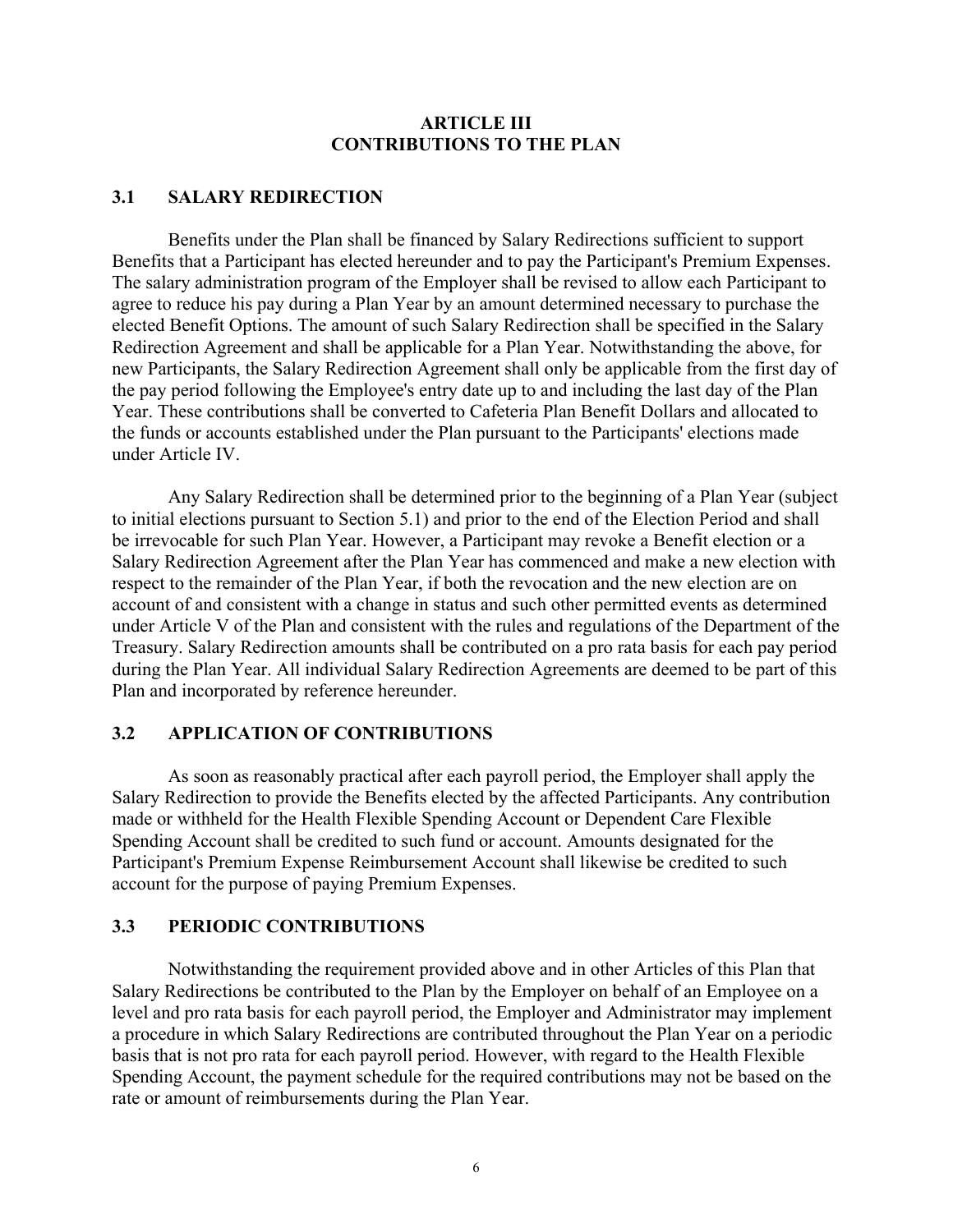# ARTICLE III
# CONTRIBUTIONS TO THE PLAN

## 3.1 SALARY REDIRECTION

Benefits under the Plan shall be financed by Salary Redirections sufficient to support Benefits that a Participant has elected hereunder and to pay the Participant's Premium Expenses. The salary administration program of the Employer shall be revised to allow each Participant to agree to reduce his pay during a Plan Year by an amount determined necessary to purchase the elected Benefit Options. The amount of such Salary Redirection shall be specified in the Salary Redirection Agreement and shall be applicable for a Plan Year. Notwithstanding the above, for new Participants, the Salary Redirection Agreement shall only be applicable from the first day of the pay period following the Employee's entry date up to and including the last day of the Plan Year. These contributions shall be converted to Cafeteria Plan Benefit Dollars and allocated to the funds or accounts established under the Plan pursuant to the Participants' elections made under Article IV.

Any Salary Redirection shall be determined prior to the beginning of a Plan Year (subject to initial elections pursuant to Section 5.1) and prior to the end of the Election Period and shall be irrevocable for such Plan Year. However, a Participant may revoke a Benefit election or a Salary Redirection Agreement after the Plan Year has commenced and make a new election with respect to the remainder of the Plan Year, if both the revocation and the new election are on account of and consistent with a change in status and such other permitted events as determined under Article V of the Plan and consistent with the rules and regulations of the Department of the Treasury. Salary Redirection amounts shall be contributed on a pro rata basis for each pay period during the Plan Year. All individual Salary Redirection Agreements are deemed to be part of this Plan and incorporated by reference hereunder.

## 3.2 APPLICATION OF CONTRIBUTIONS

As soon as reasonably practical after each payroll period, the Employer shall apply the Salary Redirection to provide the Benefits elected by the affected Participants. Any contribution made or withheld for the Health Flexible Spending Account or Dependent Care Flexible Spending Account shall be credited to such fund or account. Amounts designated for the Participant's Premium Expense Reimbursement Account shall likewise be credited to such account for the purpose of paying Premium Expenses.

## 3.3 PERIODIC CONTRIBUTIONS

Notwithstanding the requirement provided above and in other Articles of this Plan that Salary Redirections be contributed to the Plan by the Employer on behalf of an Employee on a level and pro rata basis for each payroll period, the Employer and Administrator may implement a procedure in which Salary Redirections are contributed throughout the Plan Year on a periodic basis that is not pro rata for each payroll period. However, with regard to the Health Flexible Spending Account, the payment schedule for the required contributions may not be based on the rate or amount of reimbursements during the Plan Year.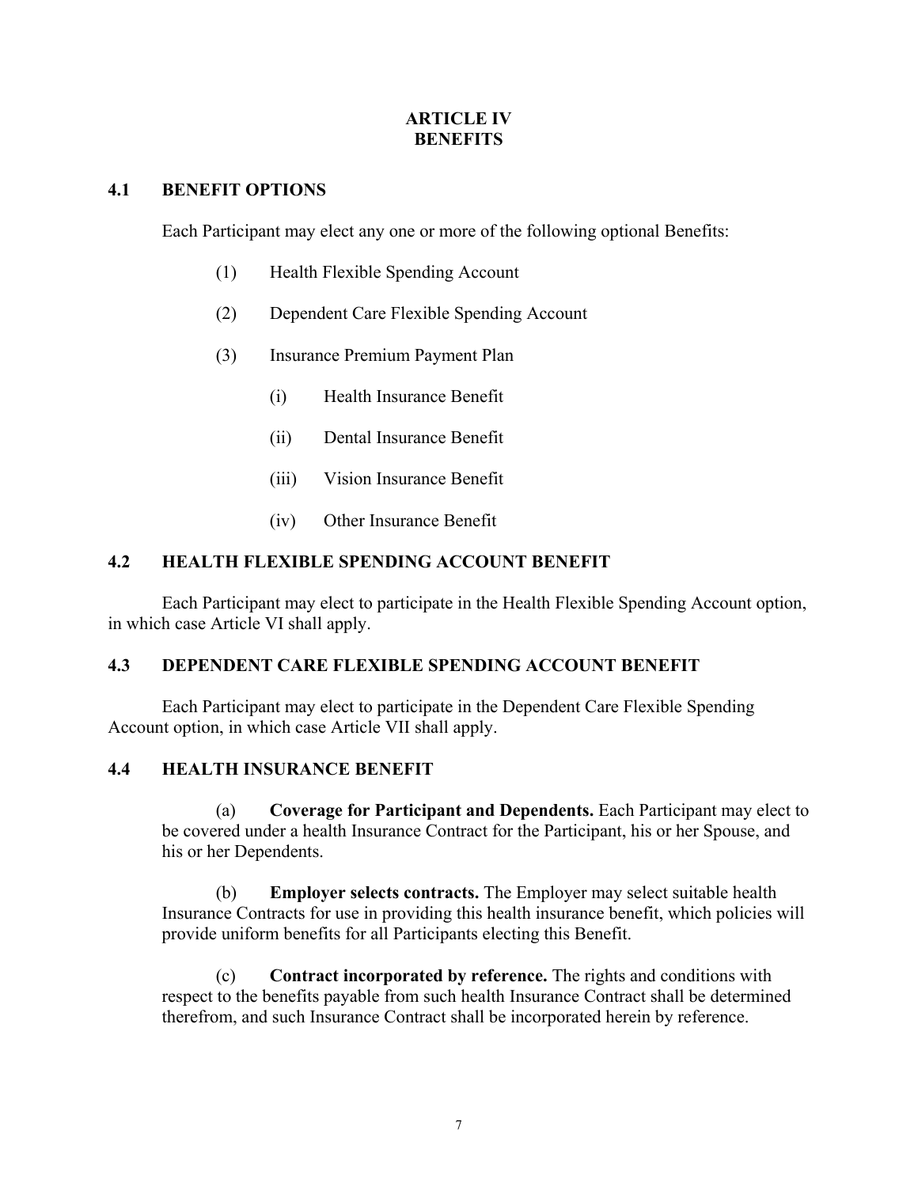# ARTICLE IV
# BENEFITS

## 4.1 BENEFIT OPTIONS

Each Participant may elect any one or more of the following optional Benefits:

(1) Health Flexible Spending Account

(2) Dependent Care Flexible Spending Account

(3) Insurance Premium Payment Plan

(i) Health Insurance Benefit

(ii) Dental Insurance Benefit

(iii) Vision Insurance Benefit

(iv) Other Insurance Benefit

## 4.2 HEALTH FLEXIBLE SPENDING ACCOUNT BENEFIT

Each Participant may elect to participate in the Health Flexible Spending Account option, in which case Article VI shall apply.

## 4.3 DEPENDENT CARE FLEXIBLE SPENDING ACCOUNT BENEFIT

Each Participant may elect to participate in the Dependent Care Flexible Spending Account option, in which case Article VII shall apply.

## 4.4 HEALTH INSURANCE BENEFIT

(a) **Coverage for Participant and Dependents.** Each Participant may elect to be covered under a health Insurance Contract for the Participant, his or her Spouse, and his or her Dependents.

(b) **Employer selects contracts.** The Employer may select suitable health Insurance Contracts for use in providing this health insurance benefit, which policies will provide uniform benefits for all Participants electing this Benefit.

(c) **Contract incorporated by reference.** The rights and conditions with respect to the benefits payable from such health Insurance Contract shall be determined therefrom, and such Insurance Contract shall be incorporated herein by reference.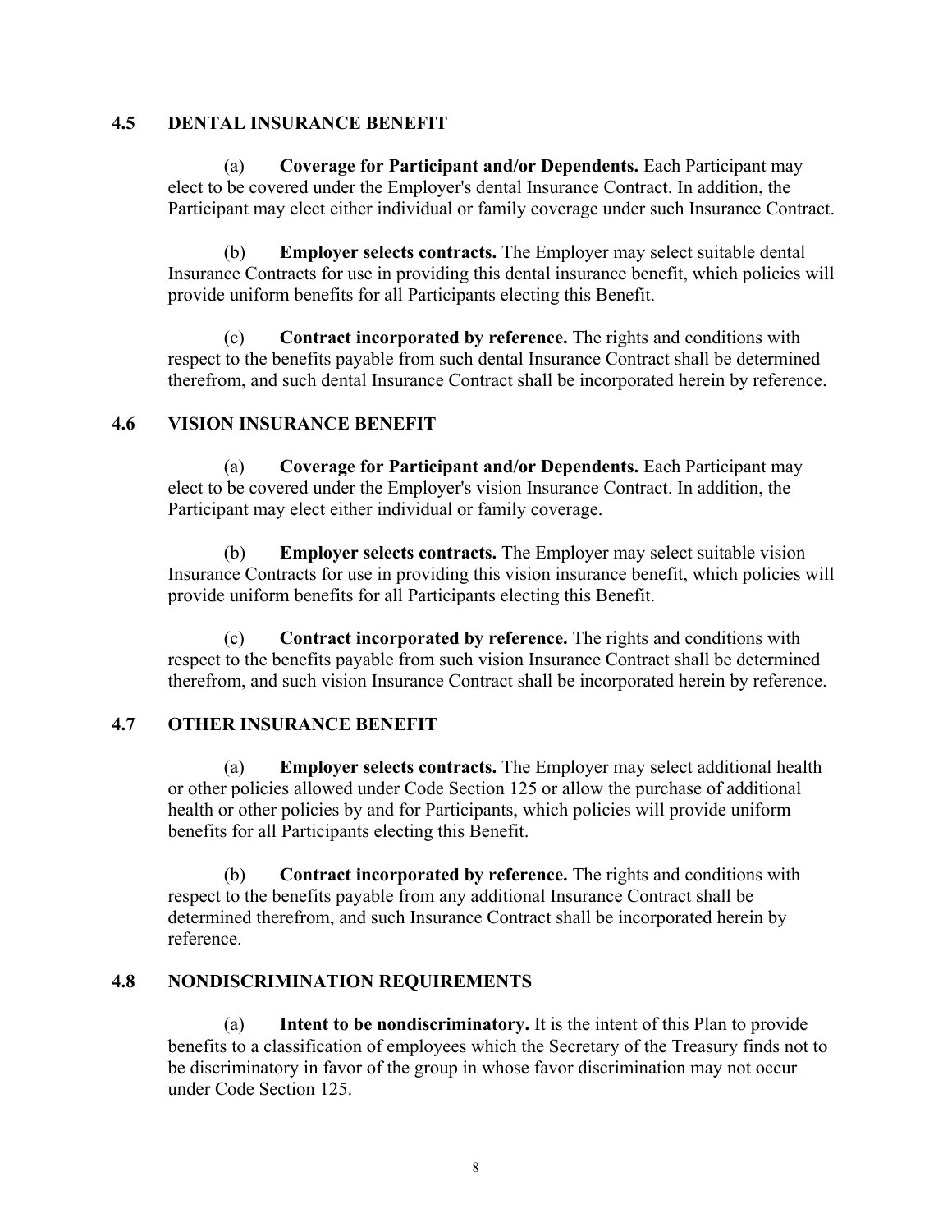## 4.5 DENTAL INSURANCE BENEFIT

(a) **Coverage for Participant and/or Dependents.** Each Participant may elect to be covered under the Employer's dental Insurance Contract. In addition, the Participant may elect either individual or family coverage under such Insurance Contract.

(b) **Employer selects contracts.** The Employer may select suitable dental Insurance Contracts for use in providing this dental insurance benefit, which policies will provide uniform benefits for all Participants electing this Benefit.

(c) **Contract incorporated by reference.** The rights and conditions with respect to the benefits payable from such dental Insurance Contract shall be determined therefrom, and such dental Insurance Contract shall be incorporated herein by reference.

## 4.6 VISION INSURANCE BENEFIT

(a) **Coverage for Participant and/or Dependents.** Each Participant may elect to be covered under the Employer's vision Insurance Contract. In addition, the Participant may elect either individual or family coverage.

(b) **Employer selects contracts.** The Employer may select suitable vision Insurance Contracts for use in providing this vision insurance benefit, which policies will provide uniform benefits for all Participants electing this Benefit.

(c) **Contract incorporated by reference.** The rights and conditions with respect to the benefits payable from such vision Insurance Contract shall be determined therefrom, and such vision Insurance Contract shall be incorporated herein by reference.

## 4.7 OTHER INSURANCE BENEFIT

(a) **Employer selects contracts.** The Employer may select additional health or other policies allowed under Code Section 125 or allow the purchase of additional health or other policies by and for Participants, which policies will provide uniform benefits for all Participants electing this Benefit.

(b) **Contract incorporated by reference.** The rights and conditions with respect to the benefits payable from any additional Insurance Contract shall be determined therefrom, and such Insurance Contract shall be incorporated herein by reference.

## 4.8 NONDISCRIMINATION REQUIREMENTS

(a) **Intent to be nondiscriminatory.** It is the intent of this Plan to provide benefits to a classification of employees which the Secretary of the Treasury finds not to be discriminatory in favor of the group in whose favor discrimination may not occur under Code Section 125.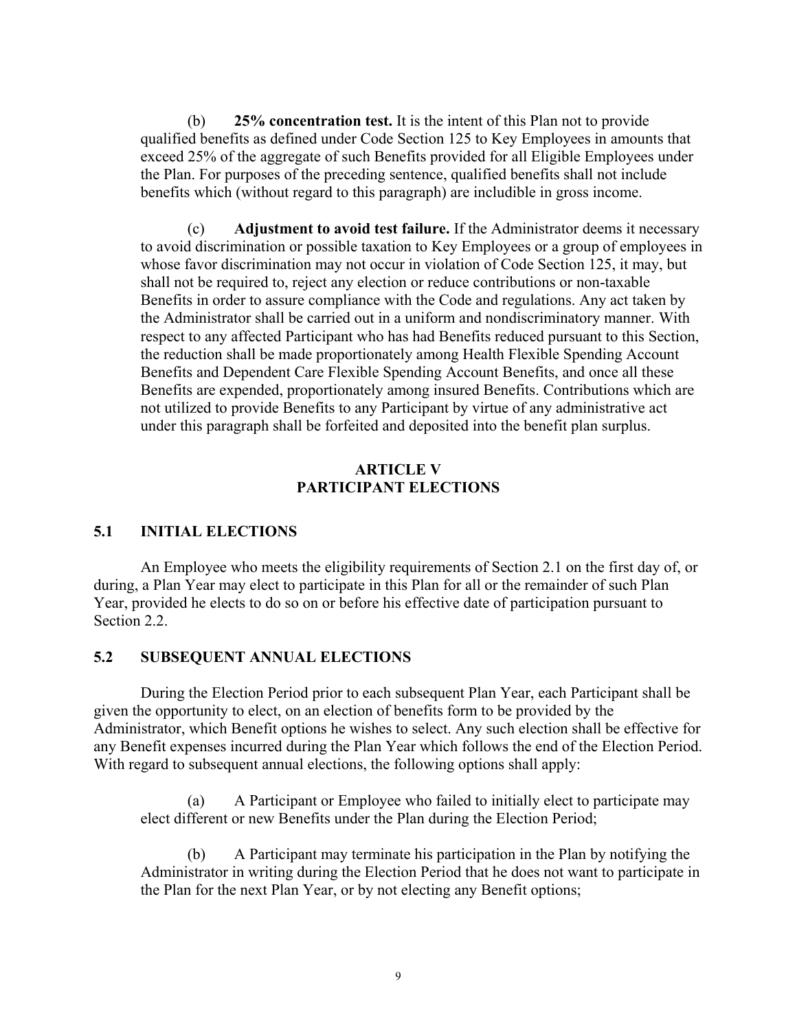(b) **25% concentration test.** It is the intent of this Plan not to provide qualified benefits as defined under Code Section 125 to Key Employees in amounts that exceed 25% of the aggregate of such Benefits provided for all Eligible Employees under the Plan. For purposes of the preceding sentence, qualified benefits shall not include benefits which (without regard to this paragraph) are includible in gross income.

(c) **Adjustment to avoid test failure.** If the Administrator deems it necessary to avoid discrimination or possible taxation to Key Employees or a group of employees in whose favor discrimination may not occur in violation of Code Section 125, it may, but shall not be required to, reject any election or reduce contributions or non-taxable Benefits in order to assure compliance with the Code and regulations. Any act taken by the Administrator shall be carried out in a uniform and nondiscriminatory manner. With respect to any affected Participant who has had Benefits reduced pursuant to this Section, the reduction shall be made proportionately among Health Flexible Spending Account Benefits and Dependent Care Flexible Spending Account Benefits, and once all these Benefits are expended, proportionately among insured Benefits. Contributions which are not utilized to provide Benefits to any Participant by virtue of any administrative act under this paragraph shall be forfeited and deposited into the benefit plan surplus.

## ARTICLE V
## PARTICIPANT ELECTIONS

### 5.1 INITIAL ELECTIONS

An Employee who meets the eligibility requirements of Section 2.1 on the first day of, or during, a Plan Year may elect to participate in this Plan for all or the remainder of such Plan Year, provided he elects to do so on or before his effective date of participation pursuant to Section 2.2.

### 5.2 SUBSEQUENT ANNUAL ELECTIONS

During the Election Period prior to each subsequent Plan Year, each Participant shall be given the opportunity to elect, on an election of benefits form to be provided by the Administrator, which Benefit options he wishes to select. Any such election shall be effective for any Benefit expenses incurred during the Plan Year which follows the end of the Election Period. With regard to subsequent annual elections, the following options shall apply:

(a) A Participant or Employee who failed to initially elect to participate may elect different or new Benefits under the Plan during the Election Period;

(b) A Participant may terminate his participation in the Plan by notifying the Administrator in writing during the Election Period that he does not want to participate in the Plan for the next Plan Year, or by not electing any Benefit options;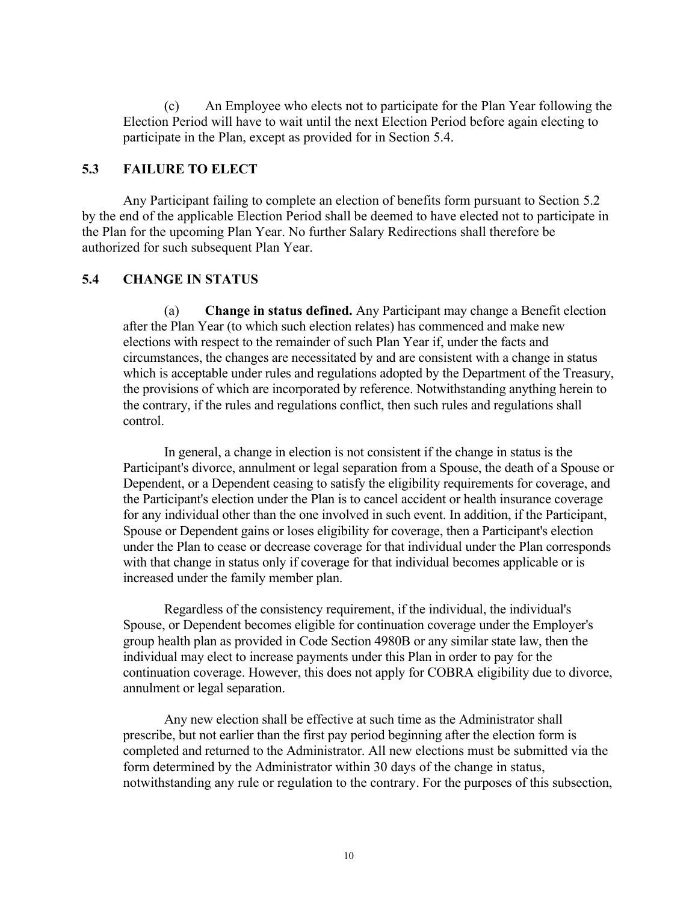(c) An Employee who elects not to participate for the Plan Year following the Election Period will have to wait until the next Election Period before again electing to participate in the Plan, except as provided for in Section 5.4.

### 5.3 FAILURE TO ELECT

Any Participant failing to complete an election of benefits form pursuant to Section 5.2 by the end of the applicable Election Period shall be deemed to have elected not to participate in the Plan for the upcoming Plan Year. No further Salary Redirections shall therefore be authorized for such subsequent Plan Year.

### 5.4 CHANGE IN STATUS

(a) **Change in status defined.** Any Participant may change a Benefit election after the Plan Year (to which such election relates) has commenced and make new elections with respect to the remainder of such Plan Year if, under the facts and circumstances, the changes are necessitated by and are consistent with a change in status which is acceptable under rules and regulations adopted by the Department of the Treasury, the provisions of which are incorporated by reference. Notwithstanding anything herein to the contrary, if the rules and regulations conflict, then such rules and regulations shall control.

In general, a change in election is not consistent if the change in status is the Participant's divorce, annulment or legal separation from a Spouse, the death of a Spouse or Dependent, or a Dependent ceasing to satisfy the eligibility requirements for coverage, and the Participant's election under the Plan is to cancel accident or health insurance coverage for any individual other than the one involved in such event. In addition, if the Participant, Spouse or Dependent gains or loses eligibility for coverage, then a Participant's election under the Plan to cease or decrease coverage for that individual under the Plan corresponds with that change in status only if coverage for that individual becomes applicable or is increased under the family member plan.

Regardless of the consistency requirement, if the individual, the individual's Spouse, or Dependent becomes eligible for continuation coverage under the Employer's group health plan as provided in Code Section 4980B or any similar state law, then the individual may elect to increase payments under this Plan in order to pay for the continuation coverage. However, this does not apply for COBRA eligibility due to divorce, annulment or legal separation.

Any new election shall be effective at such time as the Administrator shall prescribe, but not earlier than the first pay period beginning after the election form is completed and returned to the Administrator. All new elections must be submitted via the form determined by the Administrator within 30 days of the change in status, notwithstanding any rule or regulation to the contrary. For the purposes of this subsection,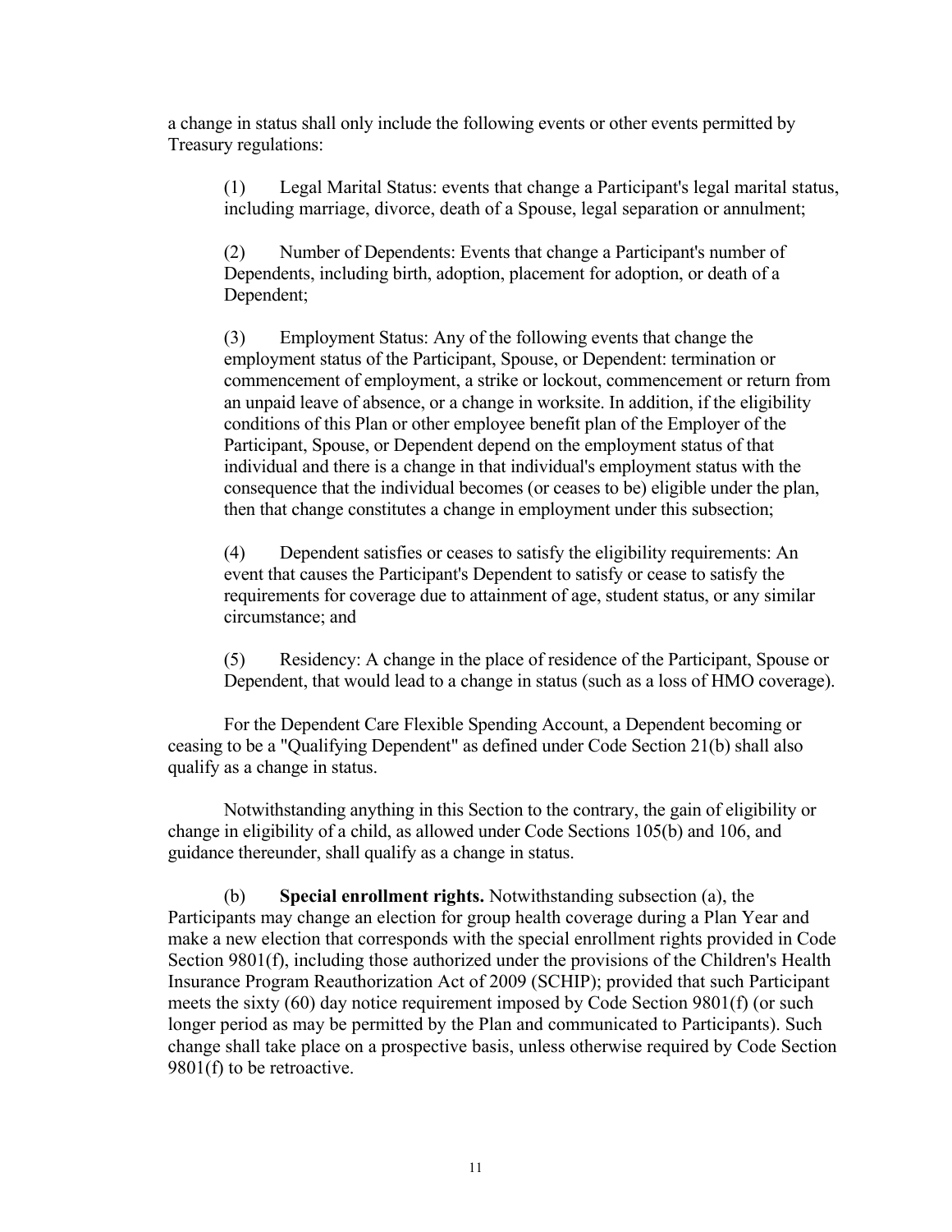a change in status shall only include the following events or other events permitted by Treasury regulations:

(1) Legal Marital Status: events that change a Participant's legal marital status, including marriage, divorce, death of a Spouse, legal separation or annulment;

(2) Number of Dependents: Events that change a Participant's number of Dependents, including birth, adoption, placement for adoption, or death of a Dependent;

(3) Employment Status: Any of the following events that change the employment status of the Participant, Spouse, or Dependent: termination or commencement of employment, a strike or lockout, commencement or return from an unpaid leave of absence, or a change in worksite. In addition, if the eligibility conditions of this Plan or other employee benefit plan of the Employer of the Participant, Spouse, or Dependent depend on the employment status of that individual and there is a change in that individual's employment status with the consequence that the individual becomes (or ceases to be) eligible under the plan, then that change constitutes a change in employment under this subsection;

(4) Dependent satisfies or ceases to satisfy the eligibility requirements: An event that causes the Participant's Dependent to satisfy or cease to satisfy the requirements for coverage due to attainment of age, student status, or any similar circumstance; and

(5) Residency: A change in the place of residence of the Participant, Spouse or Dependent, that would lead to a change in status (such as a loss of HMO coverage).

For the Dependent Care Flexible Spending Account, a Dependent becoming or ceasing to be a "Qualifying Dependent" as defined under Code Section 21(b) shall also qualify as a change in status.

Notwithstanding anything in this Section to the contrary, the gain of eligibility or change in eligibility of a child, as allowed under Code Sections 105(b) and 106, and guidance thereunder, shall qualify as a change in status.

(b) **Special enrollment rights.** Notwithstanding subsection (a), the Participants may change an election for group health coverage during a Plan Year and make a new election that corresponds with the special enrollment rights provided in Code Section 9801(f), including those authorized under the provisions of the Children's Health Insurance Program Reauthorization Act of 2009 (SCHIP); provided that such Participant meets the sixty (60) day notice requirement imposed by Code Section 9801(f) (or such longer period as may be permitted by the Plan and communicated to Participants). Such change shall take place on a prospective basis, unless otherwise required by Code Section 9801(f) to be retroactive.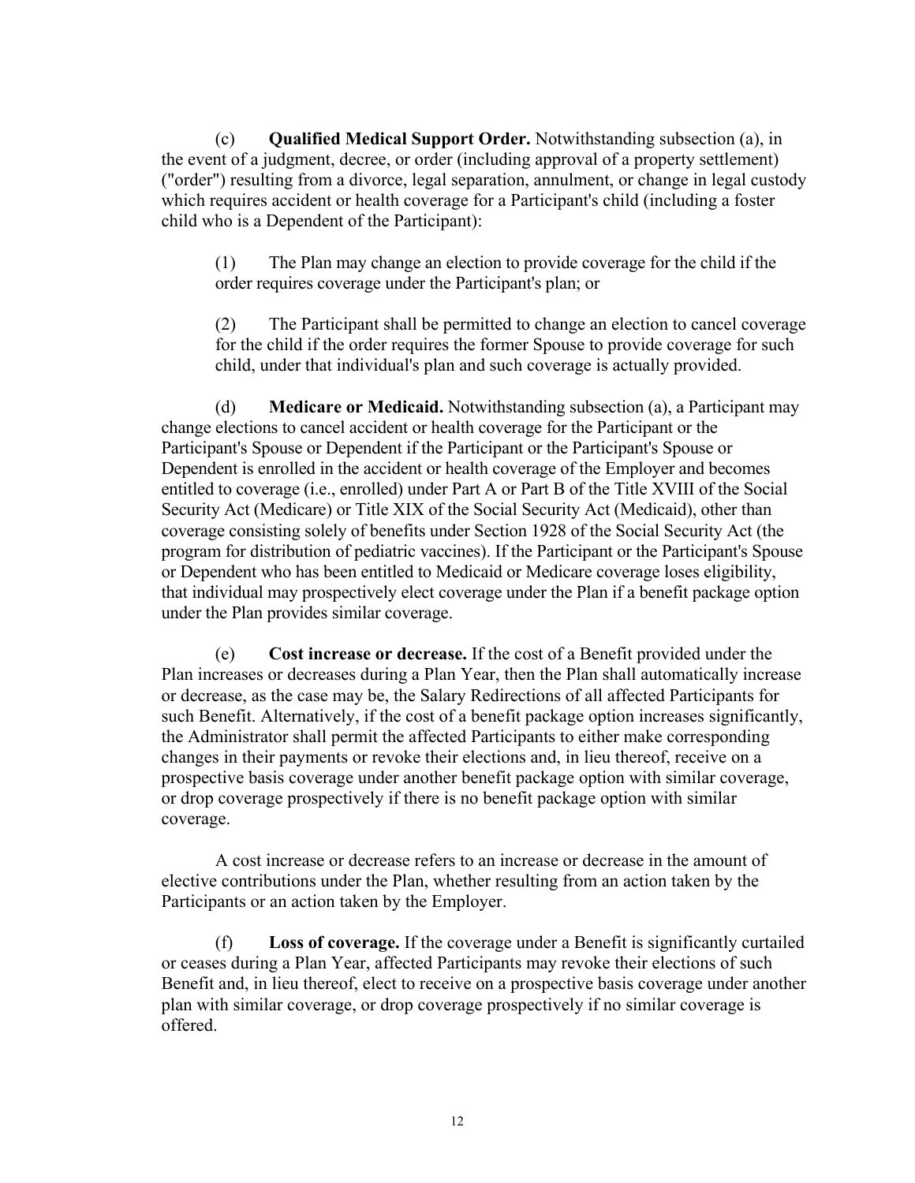(c) **Qualified Medical Support Order.** Notwithstanding subsection (a), in the event of a judgment, decree, or order (including approval of a property settlement) ("order") resulting from a divorce, legal separation, annulment, or change in legal custody which requires accident or health coverage for a Participant's child (including a foster child who is a Dependent of the Participant):

(1) The Plan may change an election to provide coverage for the child if the order requires coverage under the Participant's plan; or

(2) The Participant shall be permitted to change an election to cancel coverage for the child if the order requires the former Spouse to provide coverage for such child, under that individual's plan and such coverage is actually provided.

(d) **Medicare or Medicaid.** Notwithstanding subsection (a), a Participant may change elections to cancel accident or health coverage for the Participant or the Participant's Spouse or Dependent if the Participant or the Participant's Spouse or Dependent is enrolled in the accident or health coverage of the Employer and becomes entitled to coverage (i.e., enrolled) under Part A or Part B of the Title XVIII of the Social Security Act (Medicare) or Title XIX of the Social Security Act (Medicaid), other than coverage consisting solely of benefits under Section 1928 of the Social Security Act (the program for distribution of pediatric vaccines). If the Participant or the Participant's Spouse or Dependent who has been entitled to Medicaid or Medicare coverage loses eligibility, that individual may prospectively elect coverage under the Plan if a benefit package option under the Plan provides similar coverage.

(e) **Cost increase or decrease.** If the cost of a Benefit provided under the Plan increases or decreases during a Plan Year, then the Plan shall automatically increase or decrease, as the case may be, the Salary Redirections of all affected Participants for such Benefit. Alternatively, if the cost of a benefit package option increases significantly, the Administrator shall permit the affected Participants to either make corresponding changes in their payments or revoke their elections and, in lieu thereof, receive on a prospective basis coverage under another benefit package option with similar coverage, or drop coverage prospectively if there is no benefit package option with similar coverage.

A cost increase or decrease refers to an increase or decrease in the amount of elective contributions under the Plan, whether resulting from an action taken by the Participants or an action taken by the Employer.

(f) **Loss of coverage.** If the coverage under a Benefit is significantly curtailed or ceases during a Plan Year, affected Participants may revoke their elections of such Benefit and, in lieu thereof, elect to receive on a prospective basis coverage under another plan with similar coverage, or drop coverage prospectively if no similar coverage is offered.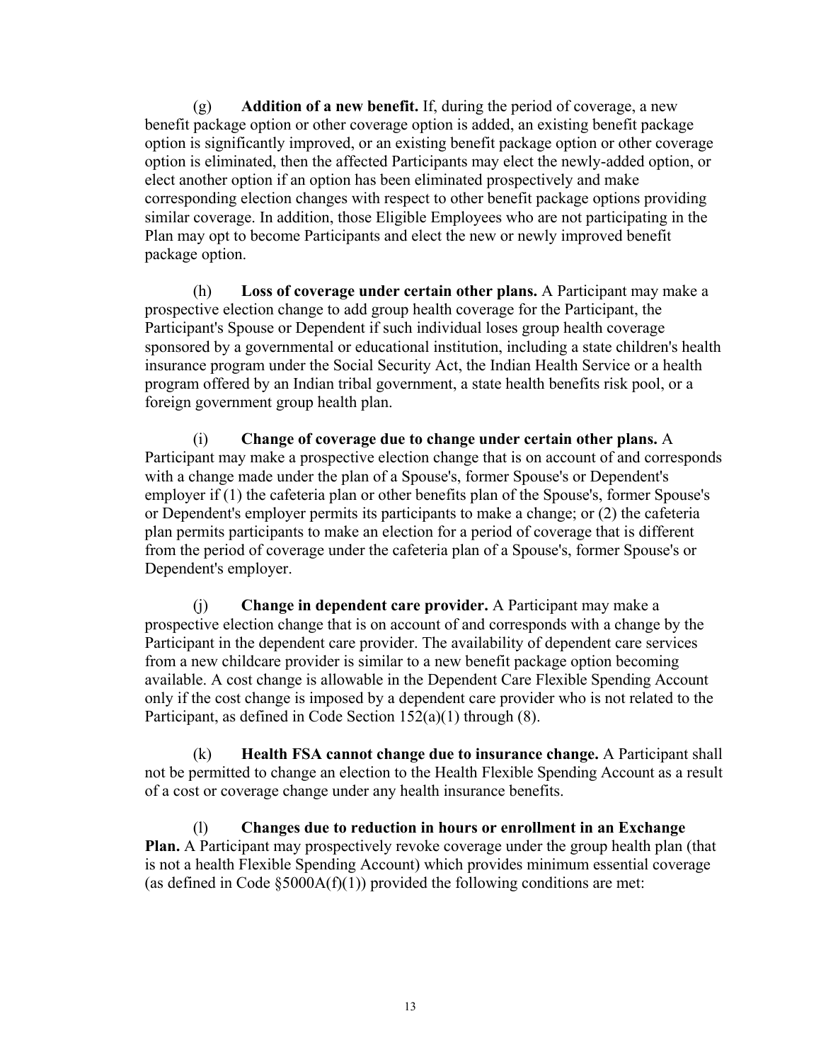(g) **Addition of a new benefit.** If, during the period of coverage, a new benefit package option or other coverage option is added, an existing benefit package option is significantly improved, or an existing benefit package option or other coverage option is eliminated, then the affected Participants may elect the newly-added option, or elect another option if an option has been eliminated prospectively and make corresponding election changes with respect to other benefit package options providing similar coverage. In addition, those Eligible Employees who are not participating in the Plan may opt to become Participants and elect the new or newly improved benefit package option.

(h) **Loss of coverage under certain other plans.** A Participant may make a prospective election change to add group health coverage for the Participant, the Participant's Spouse or Dependent if such individual loses group health coverage sponsored by a governmental or educational institution, including a state children's health insurance program under the Social Security Act, the Indian Health Service or a health program offered by an Indian tribal government, a state health benefits risk pool, or a foreign government group health plan.

(i) **Change of coverage due to change under certain other plans.** A Participant may make a prospective election change that is on account of and corresponds with a change made under the plan of a Spouse's, former Spouse's or Dependent's employer if (1) the cafeteria plan or other benefits plan of the Spouse's, former Spouse's or Dependent's employer permits its participants to make a change; or (2) the cafeteria plan permits participants to make an election for a period of coverage that is different from the period of coverage under the cafeteria plan of a Spouse's, former Spouse's or Dependent's employer.

(j) **Change in dependent care provider.** A Participant may make a prospective election change that is on account of and corresponds with a change by the Participant in the dependent care provider. The availability of dependent care services from a new childcare provider is similar to a new benefit package option becoming available. A cost change is allowable in the Dependent Care Flexible Spending Account only if the cost change is imposed by a dependent care provider who is not related to the Participant, as defined in Code Section 152(a)(1) through (8).

(k) **Health FSA cannot change due to insurance change.** A Participant shall not be permitted to change an election to the Health Flexible Spending Account as a result of a cost or coverage change under any health insurance benefits.

(l) **Changes due to reduction in hours or enrollment in an Exchange Plan.** A Participant may prospectively revoke coverage under the group health plan (that is not a health Flexible Spending Account) which provides minimum essential coverage (as defined in Code §5000A(f)(1)) provided the following conditions are met: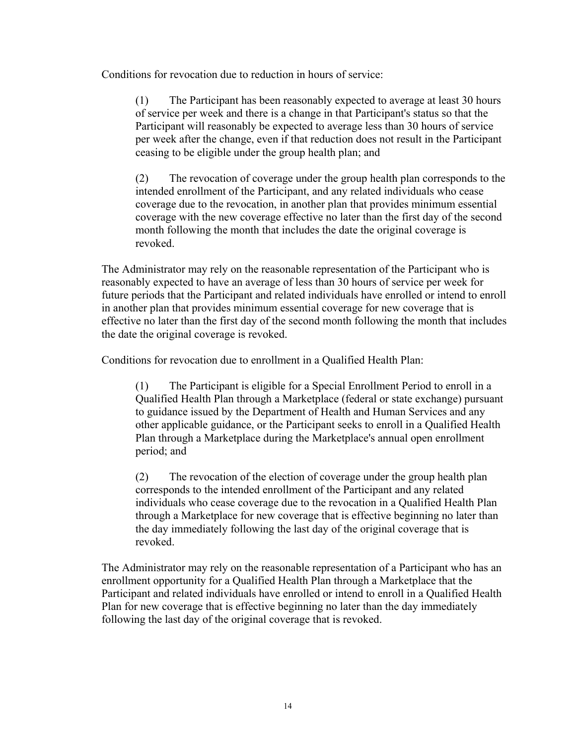Conditions for revocation due to reduction in hours of service:

> (1) The Participant has been reasonably expected to average at least 30 hours of service per week and there is a change in that Participant's status so that the Participant will reasonably be expected to average less than 30 hours of service per week after the change, even if that reduction does not result in the Participant ceasing to be eligible under the group health plan; and
>
> (2) The revocation of coverage under the group health plan corresponds to the intended enrollment of the Participant, and any related individuals who cease coverage due to the revocation, in another plan that provides minimum essential coverage with the new coverage effective no later than the first day of the second month following the month that includes the date the original coverage is revoked.

The Administrator may rely on the reasonable representation of the Participant who is reasonably expected to have an average of less than 30 hours of service per week for future periods that the Participant and related individuals have enrolled or intend to enroll in another plan that provides minimum essential coverage for new coverage that is effective no later than the first day of the second month following the month that includes the date the original coverage is revoked.

Conditions for revocation due to enrollment in a Qualified Health Plan:

> (1) The Participant is eligible for a Special Enrollment Period to enroll in a Qualified Health Plan through a Marketplace (federal or state exchange) pursuant to guidance issued by the Department of Health and Human Services and any other applicable guidance, or the Participant seeks to enroll in a Qualified Health Plan through a Marketplace during the Marketplace's annual open enrollment period; and
>
> (2) The revocation of the election of coverage under the group health plan corresponds to the intended enrollment of the Participant and any related individuals who cease coverage due to the revocation in a Qualified Health Plan through a Marketplace for new coverage that is effective beginning no later than the day immediately following the last day of the original coverage that is revoked.

The Administrator may rely on the reasonable representation of a Participant who has an enrollment opportunity for a Qualified Health Plan through a Marketplace that the Participant and related individuals have enrolled or intend to enroll in a Qualified Health Plan for new coverage that is effective beginning no later than the day immediately following the last day of the original coverage that is revoked.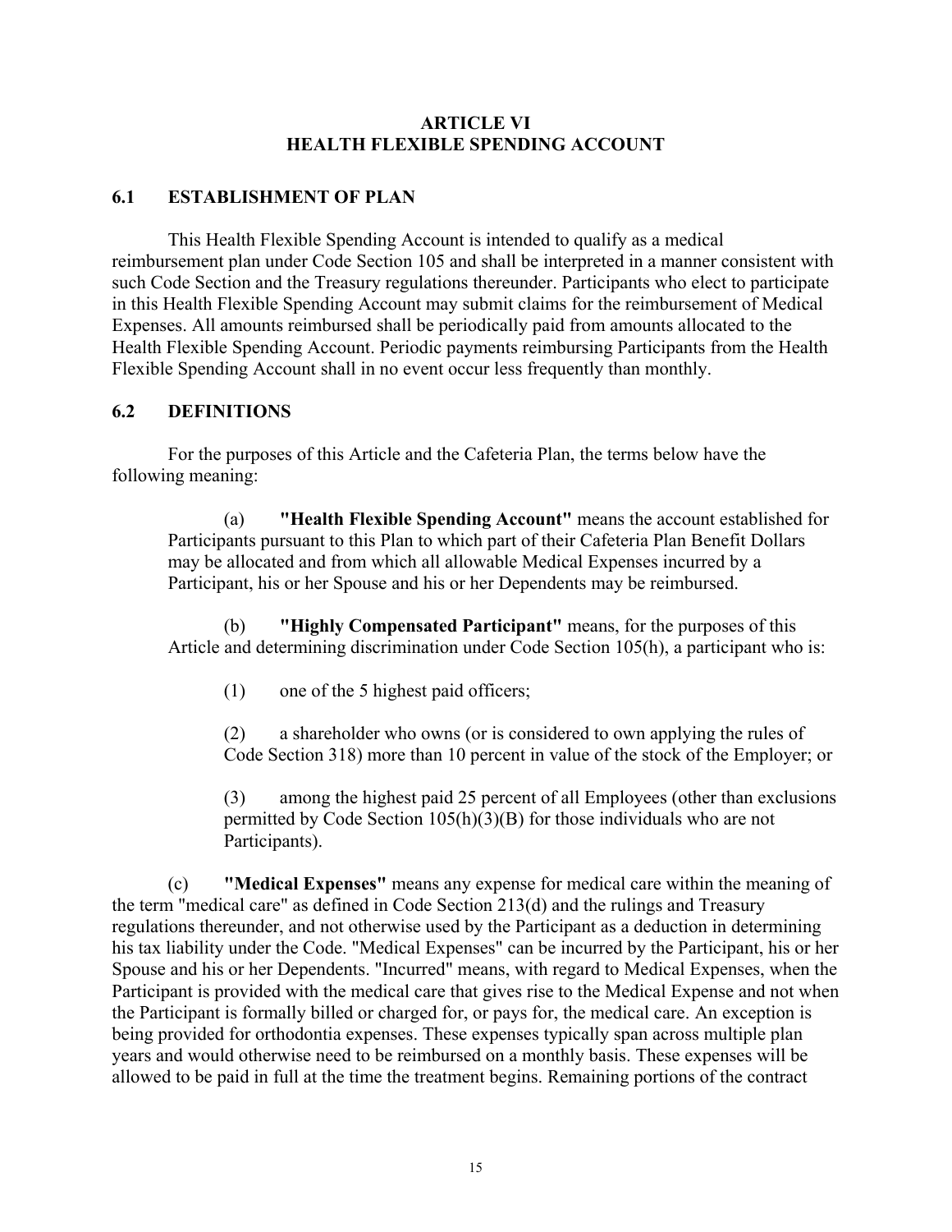# ARTICLE VI
# HEALTH FLEXIBLE SPENDING ACCOUNT

## 6.1 ESTABLISHMENT OF PLAN

This Health Flexible Spending Account is intended to qualify as a medical reimbursement plan under Code Section 105 and shall be interpreted in a manner consistent with such Code Section and the Treasury regulations thereunder. Participants who elect to participate in this Health Flexible Spending Account may submit claims for the reimbursement of Medical Expenses. All amounts reimbursed shall be periodically paid from amounts allocated to the Health Flexible Spending Account. Periodic payments reimbursing Participants from the Health Flexible Spending Account shall in no event occur less frequently than monthly.

## 6.2 DEFINITIONS

For the purposes of this Article and the Cafeteria Plan, the terms below have the following meaning:

(a) **"Health Flexible Spending Account"** means the account established for Participants pursuant to this Plan to which part of their Cafeteria Plan Benefit Dollars may be allocated and from which all allowable Medical Expenses incurred by a Participant, his or her Spouse and his or her Dependents may be reimbursed.

(b) **"Highly Compensated Participant"** means, for the purposes of this Article and determining discrimination under Code Section 105(h), a participant who is:

(1) one of the 5 highest paid officers;

(2) a shareholder who owns (or is considered to own applying the rules of Code Section 318) more than 10 percent in value of the stock of the Employer; or

(3) among the highest paid 25 percent of all Employees (other than exclusions permitted by Code Section 105(h)(3)(B) for those individuals who are not Participants).

(c) **"Medical Expenses"** means any expense for medical care within the meaning of the term "medical care" as defined in Code Section 213(d) and the rulings and Treasury regulations thereunder, and not otherwise used by the Participant as a deduction in determining his tax liability under the Code. "Medical Expenses" can be incurred by the Participant, his or her Spouse and his or her Dependents. "Incurred" means, with regard to Medical Expenses, when the Participant is provided with the medical care that gives rise to the Medical Expense and not when the Participant is formally billed or charged for, or pays for, the medical care. An exception is being provided for orthodontia expenses. These expenses typically span across multiple plan years and would otherwise need to be reimbursed on a monthly basis. These expenses will be allowed to be paid in full at the time the treatment begins. Remaining portions of the contract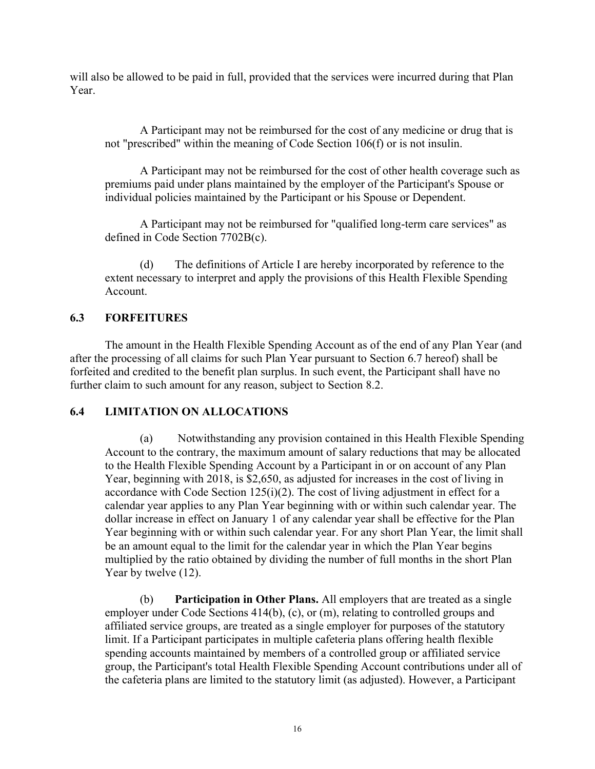will also be allowed to be paid in full, provided that the services were incurred during that Plan Year.

A Participant may not be reimbursed for the cost of any medicine or drug that is not "prescribed" within the meaning of Code Section 106(f) or is not insulin.

A Participant may not be reimbursed for the cost of other health coverage such as premiums paid under plans maintained by the employer of the Participant's Spouse or individual policies maintained by the Participant or his Spouse or Dependent.

A Participant may not be reimbursed for "qualified long-term care services" as defined in Code Section 7702B(c).

(d) The definitions of Article I are hereby incorporated by reference to the extent necessary to interpret and apply the provisions of this Health Flexible Spending Account.

### 6.3 FORFEITURES

The amount in the Health Flexible Spending Account as of the end of any Plan Year (and after the processing of all claims for such Plan Year pursuant to Section 6.7 hereof) shall be forfeited and credited to the benefit plan surplus. In such event, the Participant shall have no further claim to such amount for any reason, subject to Section 8.2.

### 6.4 LIMITATION ON ALLOCATIONS

(a) Notwithstanding any provision contained in this Health Flexible Spending Account to the contrary, the maximum amount of salary reductions that may be allocated to the Health Flexible Spending Account by a Participant in or on account of any Plan Year, beginning with 2018, is $2,650, as adjusted for increases in the cost of living in accordance with Code Section 125(i)(2). The cost of living adjustment in effect for a calendar year applies to any Plan Year beginning with or within such calendar year. The dollar increase in effect on January 1 of any calendar year shall be effective for the Plan Year beginning with or within such calendar year. For any short Plan Year, the limit shall be an amount equal to the limit for the calendar year in which the Plan Year begins multiplied by the ratio obtained by dividing the number of full months in the short Plan Year by twelve (12).

(b) **Participation in Other Plans.** All employers that are treated as a single employer under Code Sections 414(b), (c), or (m), relating to controlled groups and affiliated service groups, are treated as a single employer for purposes of the statutory limit. If a Participant participates in multiple cafeteria plans offering health flexible spending accounts maintained by members of a controlled group or affiliated service group, the Participant's total Health Flexible Spending Account contributions under all of the cafeteria plans are limited to the statutory limit (as adjusted). However, a Participant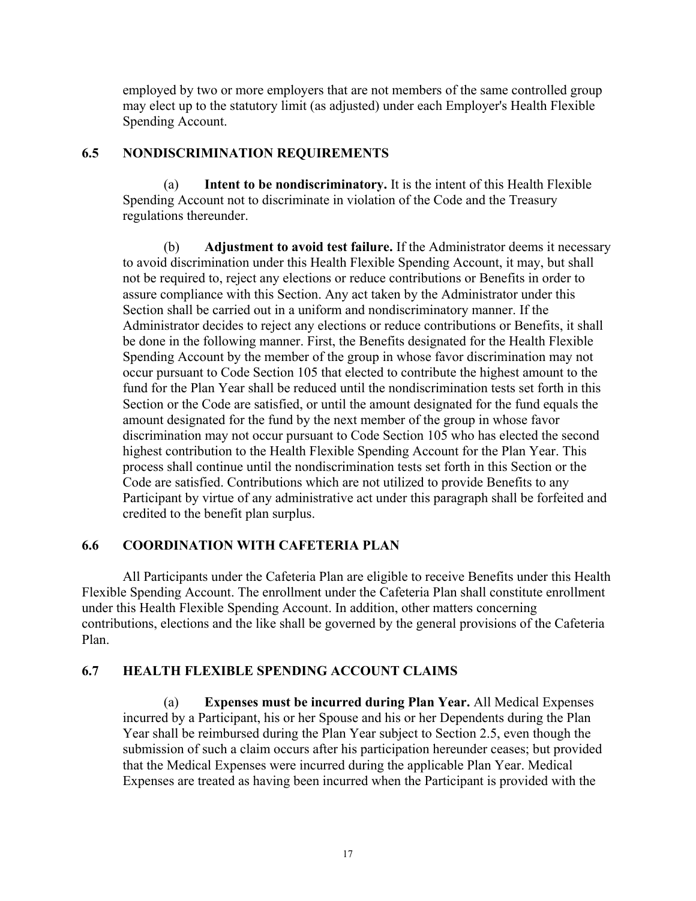employed by two or more employers that are not members of the same controlled group may elect up to the statutory limit (as adjusted) under each Employer's Health Flexible Spending Account.

## 6.5 NONDISCRIMINATION REQUIREMENTS

(a) **Intent to be nondiscriminatory.** It is the intent of this Health Flexible Spending Account not to discriminate in violation of the Code and the Treasury regulations thereunder.

(b) **Adjustment to avoid test failure.** If the Administrator deems it necessary to avoid discrimination under this Health Flexible Spending Account, it may, but shall not be required to, reject any elections or reduce contributions or Benefits in order to assure compliance with this Section. Any act taken by the Administrator under this Section shall be carried out in a uniform and nondiscriminatory manner. If the Administrator decides to reject any elections or reduce contributions or Benefits, it shall be done in the following manner. First, the Benefits designated for the Health Flexible Spending Account by the member of the group in whose favor discrimination may not occur pursuant to Code Section 105 that elected to contribute the highest amount to the fund for the Plan Year shall be reduced until the nondiscrimination tests set forth in this Section or the Code are satisfied, or until the amount designated for the fund equals the amount designated for the fund by the next member of the group in whose favor discrimination may not occur pursuant to Code Section 105 who has elected the second highest contribution to the Health Flexible Spending Account for the Plan Year. This process shall continue until the nondiscrimination tests set forth in this Section or the Code are satisfied. Contributions which are not utilized to provide Benefits to any Participant by virtue of any administrative act under this paragraph shall be forfeited and credited to the benefit plan surplus.

## 6.6 COORDINATION WITH CAFETERIA PLAN

All Participants under the Cafeteria Plan are eligible to receive Benefits under this Health Flexible Spending Account. The enrollment under the Cafeteria Plan shall constitute enrollment under this Health Flexible Spending Account. In addition, other matters concerning contributions, elections and the like shall be governed by the general provisions of the Cafeteria Plan.

## 6.7 HEALTH FLEXIBLE SPENDING ACCOUNT CLAIMS

(a) **Expenses must be incurred during Plan Year.** All Medical Expenses incurred by a Participant, his or her Spouse and his or her Dependents during the Plan Year shall be reimbursed during the Plan Year subject to Section 2.5, even though the submission of such a claim occurs after his participation hereunder ceases; but provided that the Medical Expenses were incurred during the applicable Plan Year. Medical Expenses are treated as having been incurred when the Participant is provided with the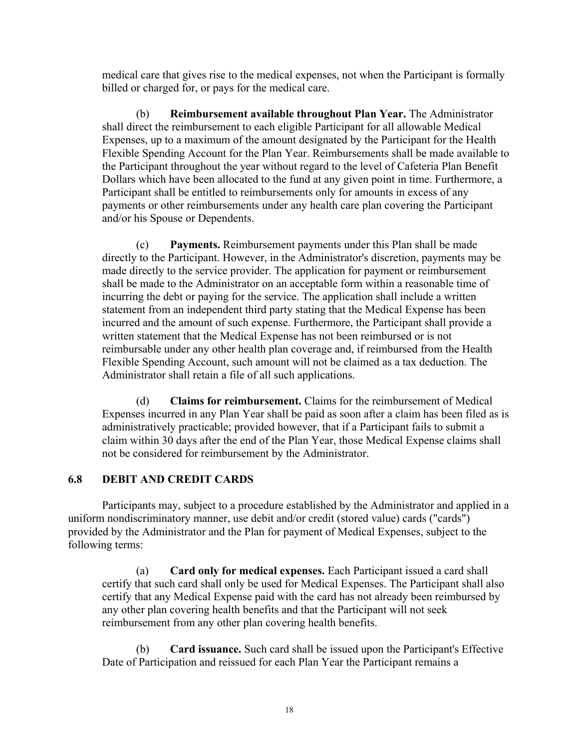medical care that gives rise to the medical expenses, not when the Participant is formally billed or charged for, or pays for the medical care.

(b) **Reimbursement available throughout Plan Year.** The Administrator shall direct the reimbursement to each eligible Participant for all allowable Medical Expenses, up to a maximum of the amount designated by the Participant for the Health Flexible Spending Account for the Plan Year. Reimbursements shall be made available to the Participant throughout the year without regard to the level of Cafeteria Plan Benefit Dollars which have been allocated to the fund at any given point in time. Furthermore, a Participant shall be entitled to reimbursements only for amounts in excess of any payments or other reimbursements under any health care plan covering the Participant and/or his Spouse or Dependents.

(c) **Payments.** Reimbursement payments under this Plan shall be made directly to the Participant. However, in the Administrator's discretion, payments may be made directly to the service provider. The application for payment or reimbursement shall be made to the Administrator on an acceptable form within a reasonable time of incurring the debt or paying for the service. The application shall include a written statement from an independent third party stating that the Medical Expense has been incurred and the amount of such expense. Furthermore, the Participant shall provide a written statement that the Medical Expense has not been reimbursed or is not reimbursable under any other health plan coverage and, if reimbursed from the Health Flexible Spending Account, such amount will not be claimed as a tax deduction. The Administrator shall retain a file of all such applications.

(d) **Claims for reimbursement.** Claims for the reimbursement of Medical Expenses incurred in any Plan Year shall be paid as soon after a claim has been filed as is administratively practicable; provided however, that if a Participant fails to submit a claim within 30 days after the end of the Plan Year, those Medical Expense claims shall not be considered for reimbursement by the Administrator.

## 6.8 DEBIT AND CREDIT CARDS

Participants may, subject to a procedure established by the Administrator and applied in a uniform nondiscriminatory manner, use debit and/or credit (stored value) cards ("cards") provided by the Administrator and the Plan for payment of Medical Expenses, subject to the following terms:

(a) **Card only for medical expenses.** Each Participant issued a card shall certify that such card shall only be used for Medical Expenses. The Participant shall also certify that any Medical Expense paid with the card has not already been reimbursed by any other plan covering health benefits and that the Participant will not seek reimbursement from any other plan covering health benefits.

(b) **Card issuance.** Such card shall be issued upon the Participant's Effective Date of Participation and reissued for each Plan Year the Participant remains a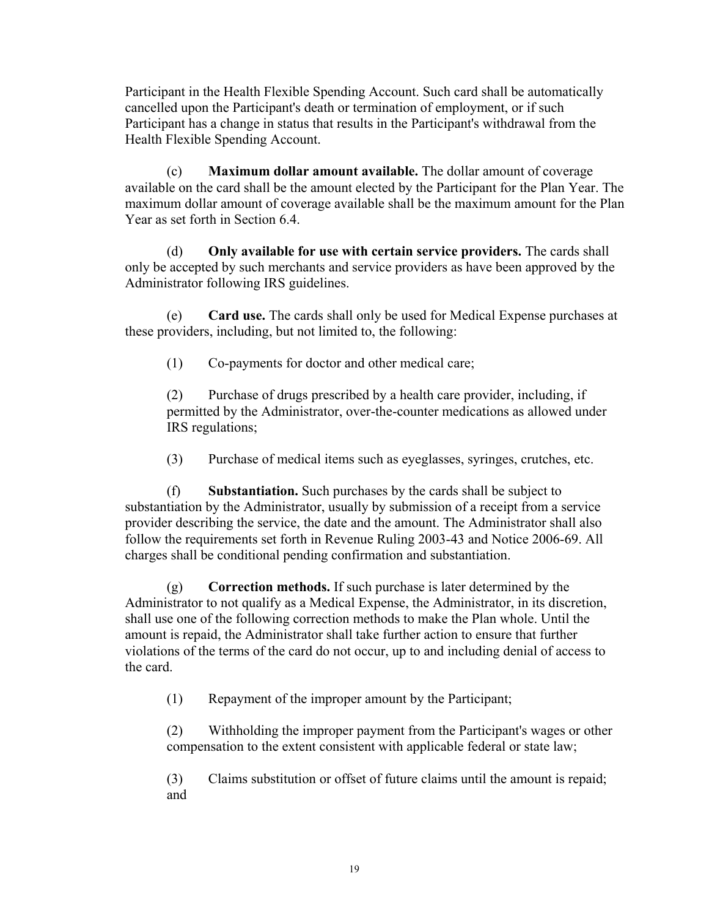Participant in the Health Flexible Spending Account. Such card shall be automatically cancelled upon the Participant's death or termination of employment, or if such Participant has a change in status that results in the Participant's withdrawal from the Health Flexible Spending Account.

(c) **Maximum dollar amount available.** The dollar amount of coverage available on the card shall be the amount elected by the Participant for the Plan Year. The maximum dollar amount of coverage available shall be the maximum amount for the Plan Year as set forth in Section 6.4.

(d) **Only available for use with certain service providers.** The cards shall only be accepted by such merchants and service providers as have been approved by the Administrator following IRS guidelines.

(e) **Card use.** The cards shall only be used for Medical Expense purchases at these providers, including, but not limited to, the following:

(1) Co-payments for doctor and other medical care;

(2) Purchase of drugs prescribed by a health care provider, including, if permitted by the Administrator, over-the-counter medications as allowed under IRS regulations;

(3) Purchase of medical items such as eyeglasses, syringes, crutches, etc.

(f) **Substantiation.** Such purchases by the cards shall be subject to substantiation by the Administrator, usually by submission of a receipt from a service provider describing the service, the date and the amount. The Administrator shall also follow the requirements set forth in Revenue Ruling 2003-43 and Notice 2006-69. All charges shall be conditional pending confirmation and substantiation.

(g) **Correction methods.** If such purchase is later determined by the Administrator to not qualify as a Medical Expense, the Administrator, in its discretion, shall use one of the following correction methods to make the Plan whole. Until the amount is repaid, the Administrator shall take further action to ensure that further violations of the terms of the card do not occur, up to and including denial of access to the card.

(1) Repayment of the improper amount by the Participant;

(2) Withholding the improper payment from the Participant's wages or other compensation to the extent consistent with applicable federal or state law;

(3) Claims substitution or offset of future claims until the amount is repaid; and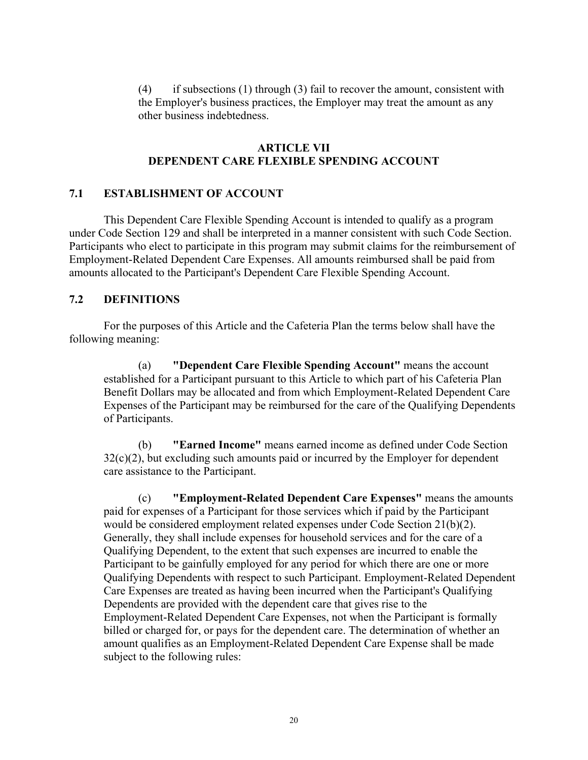(4) if subsections (1) through (3) fail to recover the amount, consistent with the Employer's business practices, the Employer may treat the amount as any other business indebtedness.

## ARTICLE VII
## DEPENDENT CARE FLEXIBLE SPENDING ACCOUNT

### 7.1 ESTABLISHMENT OF ACCOUNT

This Dependent Care Flexible Spending Account is intended to qualify as a program under Code Section 129 and shall be interpreted in a manner consistent with such Code Section. Participants who elect to participate in this program may submit claims for the reimbursement of Employment-Related Dependent Care Expenses. All amounts reimbursed shall be paid from amounts allocated to the Participant's Dependent Care Flexible Spending Account.

### 7.2 DEFINITIONS

For the purposes of this Article and the Cafeteria Plan the terms below shall have the following meaning:

(a) **"Dependent Care Flexible Spending Account"** means the account established for a Participant pursuant to this Article to which part of his Cafeteria Plan Benefit Dollars may be allocated and from which Employment-Related Dependent Care Expenses of the Participant may be reimbursed for the care of the Qualifying Dependents of Participants.

(b) **"Earned Income"** means earned income as defined under Code Section 32(c)(2), but excluding such amounts paid or incurred by the Employer for dependent care assistance to the Participant.

(c) **"Employment-Related Dependent Care Expenses"** means the amounts paid for expenses of a Participant for those services which if paid by the Participant would be considered employment related expenses under Code Section 21(b)(2). Generally, they shall include expenses for household services and for the care of a Qualifying Dependent, to the extent that such expenses are incurred to enable the Participant to be gainfully employed for any period for which there are one or more Qualifying Dependents with respect to such Participant. Employment-Related Dependent Care Expenses are treated as having been incurred when the Participant's Qualifying Dependents are provided with the dependent care that gives rise to the Employment-Related Dependent Care Expenses, not when the Participant is formally billed or charged for, or pays for the dependent care. The determination of whether an amount qualifies as an Employment-Related Dependent Care Expense shall be made subject to the following rules: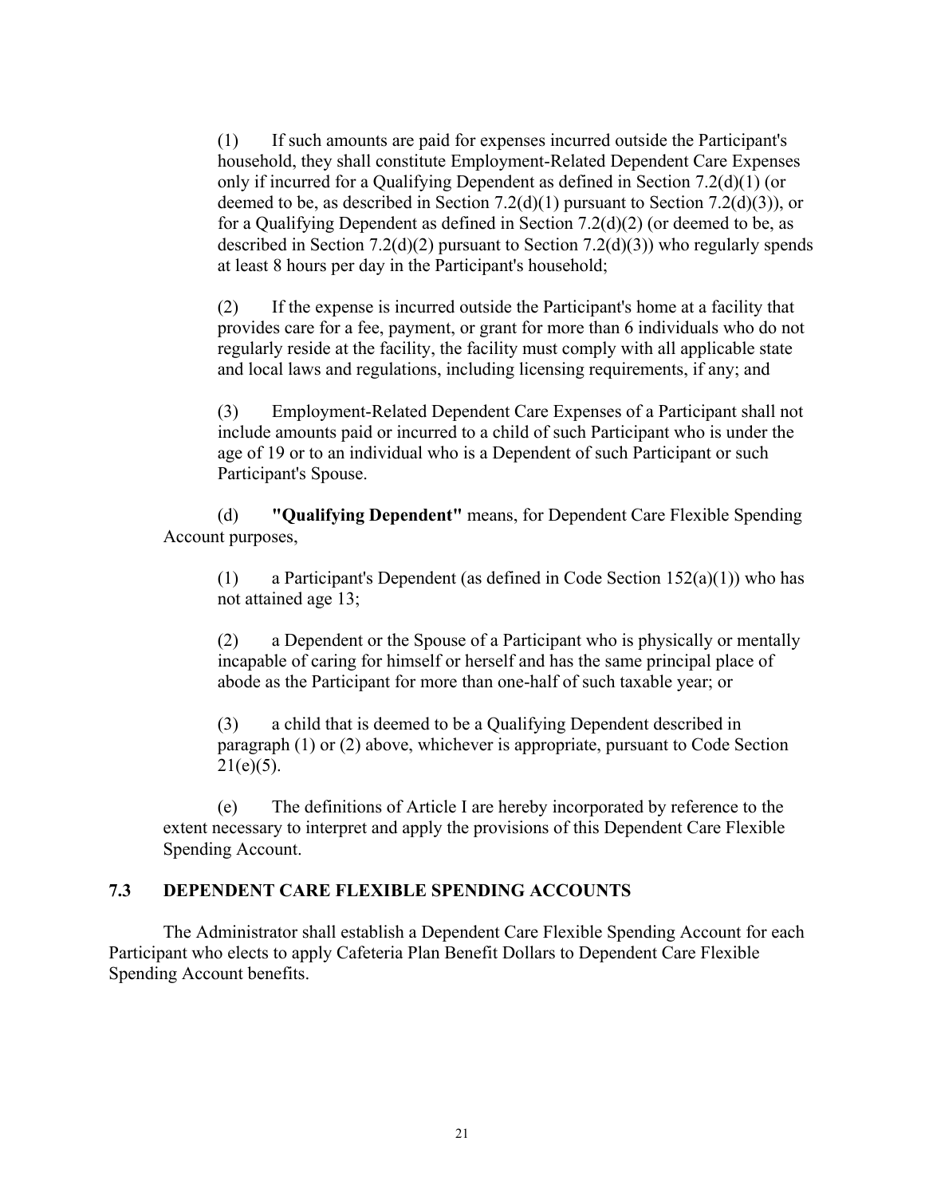(1) If such amounts are paid for expenses incurred outside the Participant's household, they shall constitute Employment-Related Dependent Care Expenses only if incurred for a Qualifying Dependent as defined in Section 7.2(d)(1) (or deemed to be, as described in Section 7.2(d)(1) pursuant to Section 7.2(d)(3)), or for a Qualifying Dependent as defined in Section 7.2(d)(2) (or deemed to be, as described in Section 7.2(d)(2) pursuant to Section 7.2(d)(3)) who regularly spends at least 8 hours per day in the Participant's household;

(2) If the expense is incurred outside the Participant's home at a facility that provides care for a fee, payment, or grant for more than 6 individuals who do not regularly reside at the facility, the facility must comply with all applicable state and local laws and regulations, including licensing requirements, if any; and

(3) Employment-Related Dependent Care Expenses of a Participant shall not include amounts paid or incurred to a child of such Participant who is under the age of 19 or to an individual who is a Dependent of such Participant or such Participant's Spouse.

(d) **"Qualifying Dependent"** means, for Dependent Care Flexible Spending Account purposes,

(1) a Participant's Dependent (as defined in Code Section 152(a)(1)) who has not attained age 13;

(2) a Dependent or the Spouse of a Participant who is physically or mentally incapable of caring for himself or herself and has the same principal place of abode as the Participant for more than one-half of such taxable year; or

(3) a child that is deemed to be a Qualifying Dependent described in paragraph (1) or (2) above, whichever is appropriate, pursuant to Code Section 21(e)(5).

(e) The definitions of Article I are hereby incorporated by reference to the extent necessary to interpret and apply the provisions of this Dependent Care Flexible Spending Account.

## 7.3 DEPENDENT CARE FLEXIBLE SPENDING ACCOUNTS

The Administrator shall establish a Dependent Care Flexible Spending Account for each Participant who elects to apply Cafeteria Plan Benefit Dollars to Dependent Care Flexible Spending Account benefits.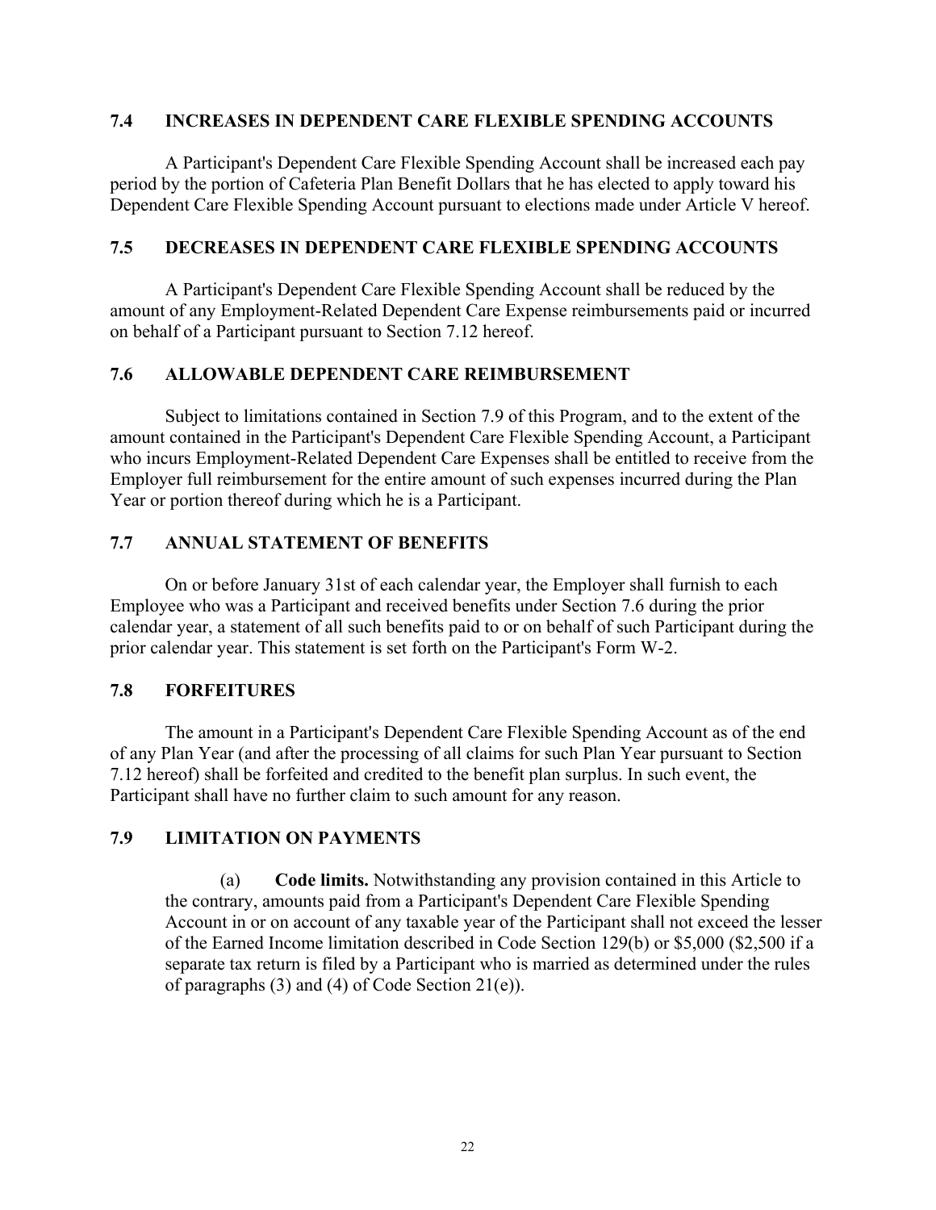### 7.4 INCREASES IN DEPENDENT CARE FLEXIBLE SPENDING ACCOUNTS

A Participant's Dependent Care Flexible Spending Account shall be increased each pay period by the portion of Cafeteria Plan Benefit Dollars that he has elected to apply toward his Dependent Care Flexible Spending Account pursuant to elections made under Article V hereof.

### 7.5 DECREASES IN DEPENDENT CARE FLEXIBLE SPENDING ACCOUNTS

A Participant's Dependent Care Flexible Spending Account shall be reduced by the amount of any Employment-Related Dependent Care Expense reimbursements paid or incurred on behalf of a Participant pursuant to Section 7.12 hereof.

### 7.6 ALLOWABLE DEPENDENT CARE REIMBURSEMENT

Subject to limitations contained in Section 7.9 of this Program, and to the extent of the amount contained in the Participant's Dependent Care Flexible Spending Account, a Participant who incurs Employment-Related Dependent Care Expenses shall be entitled to receive from the Employer full reimbursement for the entire amount of such expenses incurred during the Plan Year or portion thereof during which he is a Participant.

### 7.7 ANNUAL STATEMENT OF BENEFITS

On or before January 31st of each calendar year, the Employer shall furnish to each Employee who was a Participant and received benefits under Section 7.6 during the prior calendar year, a statement of all such benefits paid to or on behalf of such Participant during the prior calendar year. This statement is set forth on the Participant's Form W-2.

### 7.8 FORFEITURES

The amount in a Participant's Dependent Care Flexible Spending Account as of the end of any Plan Year (and after the processing of all claims for such Plan Year pursuant to Section 7.12 hereof) shall be forfeited and credited to the benefit plan surplus. In such event, the Participant shall have no further claim to such amount for any reason.

### 7.9 LIMITATION ON PAYMENTS

(a) **Code limits.** Notwithstanding any provision contained in this Article to the contrary, amounts paid from a Participant's Dependent Care Flexible Spending Account in or on account of any taxable year of the Participant shall not exceed the lesser of the Earned Income limitation described in Code Section 129(b) or $5,000 ($2,500 if a separate tax return is filed by a Participant who is married as determined under the rules of paragraphs (3) and (4) of Code Section 21(e)).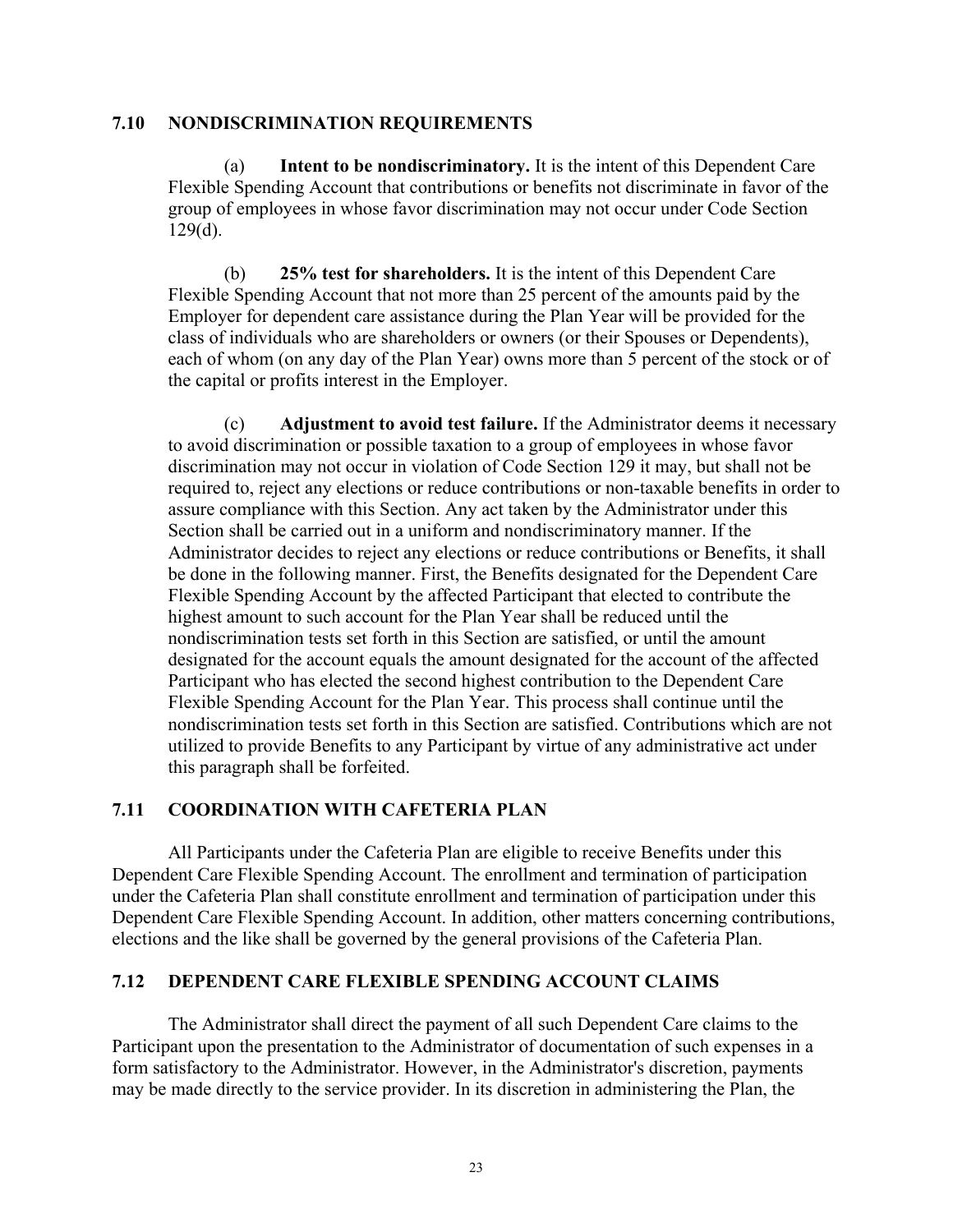### 7.10 NONDISCRIMINATION REQUIREMENTS

(a) **Intent to be nondiscriminatory.** It is the intent of this Dependent Care Flexible Spending Account that contributions or benefits not discriminate in favor of the group of employees in whose favor discrimination may not occur under Code Section 129(d).

(b) **25% test for shareholders.** It is the intent of this Dependent Care Flexible Spending Account that not more than 25 percent of the amounts paid by the Employer for dependent care assistance during the Plan Year will be provided for the class of individuals who are shareholders or owners (or their Spouses or Dependents), each of whom (on any day of the Plan Year) owns more than 5 percent of the stock or of the capital or profits interest in the Employer.

(c) **Adjustment to avoid test failure.** If the Administrator deems it necessary to avoid discrimination or possible taxation to a group of employees in whose favor discrimination may not occur in violation of Code Section 129 it may, but shall not be required to, reject any elections or reduce contributions or non-taxable benefits in order to assure compliance with this Section. Any act taken by the Administrator under this Section shall be carried out in a uniform and nondiscriminatory manner. If the Administrator decides to reject any elections or reduce contributions or Benefits, it shall be done in the following manner. First, the Benefits designated for the Dependent Care Flexible Spending Account by the affected Participant that elected to contribute the highest amount to such account for the Plan Year shall be reduced until the nondiscrimination tests set forth in this Section are satisfied, or until the amount designated for the account equals the amount designated for the account of the affected Participant who has elected the second highest contribution to the Dependent Care Flexible Spending Account for the Plan Year. This process shall continue until the nondiscrimination tests set forth in this Section are satisfied. Contributions which are not utilized to provide Benefits to any Participant by virtue of any administrative act under this paragraph shall be forfeited.

### 7.11 COORDINATION WITH CAFETERIA PLAN

All Participants under the Cafeteria Plan are eligible to receive Benefits under this Dependent Care Flexible Spending Account. The enrollment and termination of participation under the Cafeteria Plan shall constitute enrollment and termination of participation under this Dependent Care Flexible Spending Account. In addition, other matters concerning contributions, elections and the like shall be governed by the general provisions of the Cafeteria Plan.

### 7.12 DEPENDENT CARE FLEXIBLE SPENDING ACCOUNT CLAIMS

The Administrator shall direct the payment of all such Dependent Care claims to the Participant upon the presentation to the Administrator of documentation of such expenses in a form satisfactory to the Administrator. However, in the Administrator's discretion, payments may be made directly to the service provider. In its discretion in administering the Plan, the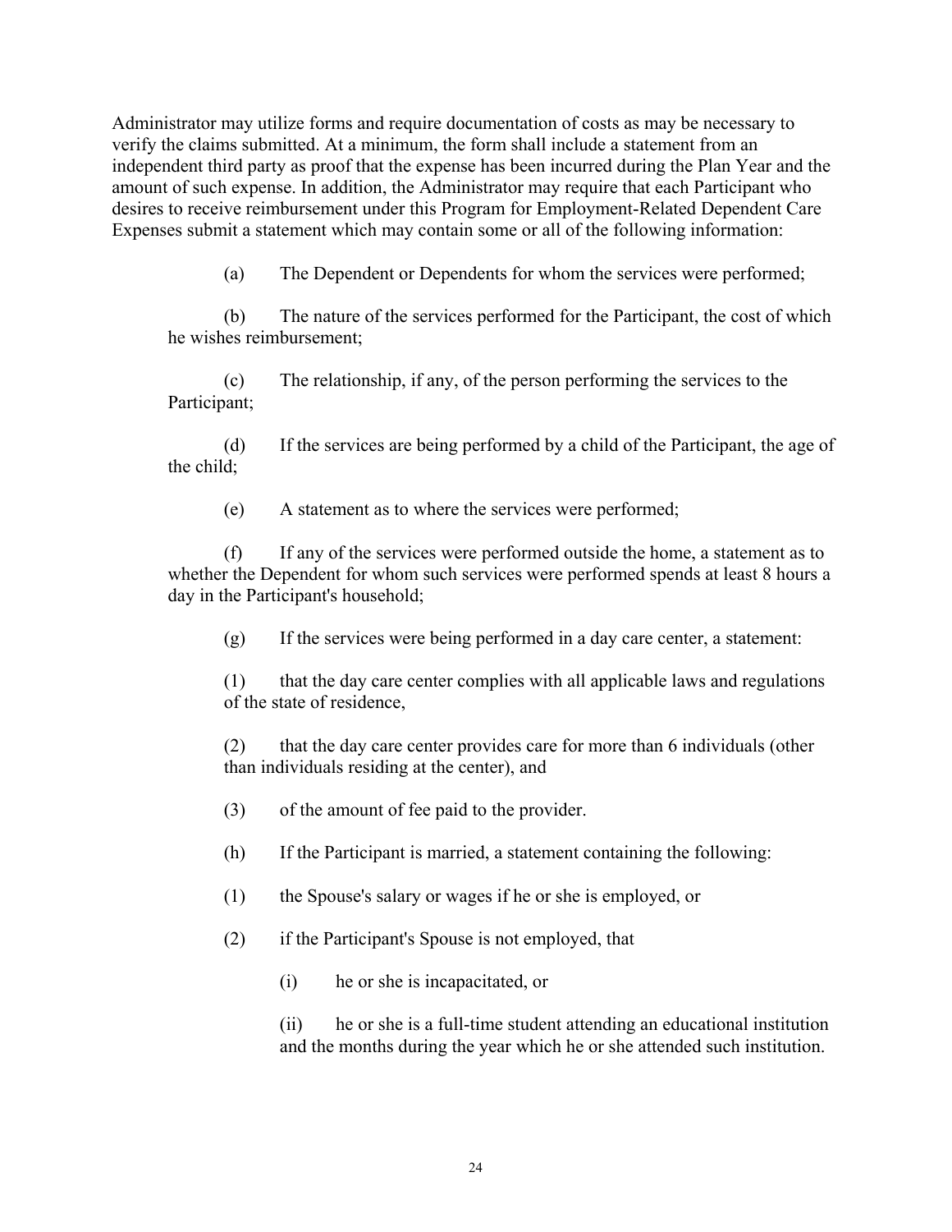Administrator may utilize forms and require documentation of costs as may be necessary to verify the claims submitted. At a minimum, the form shall include a statement from an independent third party as proof that the expense has been incurred during the Plan Year and the amount of such expense. In addition, the Administrator may require that each Participant who desires to receive reimbursement under this Program for Employment-Related Dependent Care Expenses submit a statement which may contain some or all of the following information:

(a) The Dependent or Dependents for whom the services were performed;

(b) The nature of the services performed for the Participant, the cost of which he wishes reimbursement;

(c) The relationship, if any, of the person performing the services to the Participant;

(d) If the services are being performed by a child of the Participant, the age of the child;

(e) A statement as to where the services were performed;

(f) If any of the services were performed outside the home, a statement as to whether the Dependent for whom such services were performed spends at least 8 hours a day in the Participant's household;

(g) If the services were being performed in a day care center, a statement:

(1) that the day care center complies with all applicable laws and regulations of the state of residence,

(2) that the day care center provides care for more than 6 individuals (other than individuals residing at the center), and

(3) of the amount of fee paid to the provider.

(h) If the Participant is married, a statement containing the following:

(1) the Spouse's salary or wages if he or she is employed, or

(2) if the Participant's Spouse is not employed, that

(i) he or she is incapacitated, or

(ii) he or she is a full-time student attending an educational institution and the months during the year which he or she attended such institution.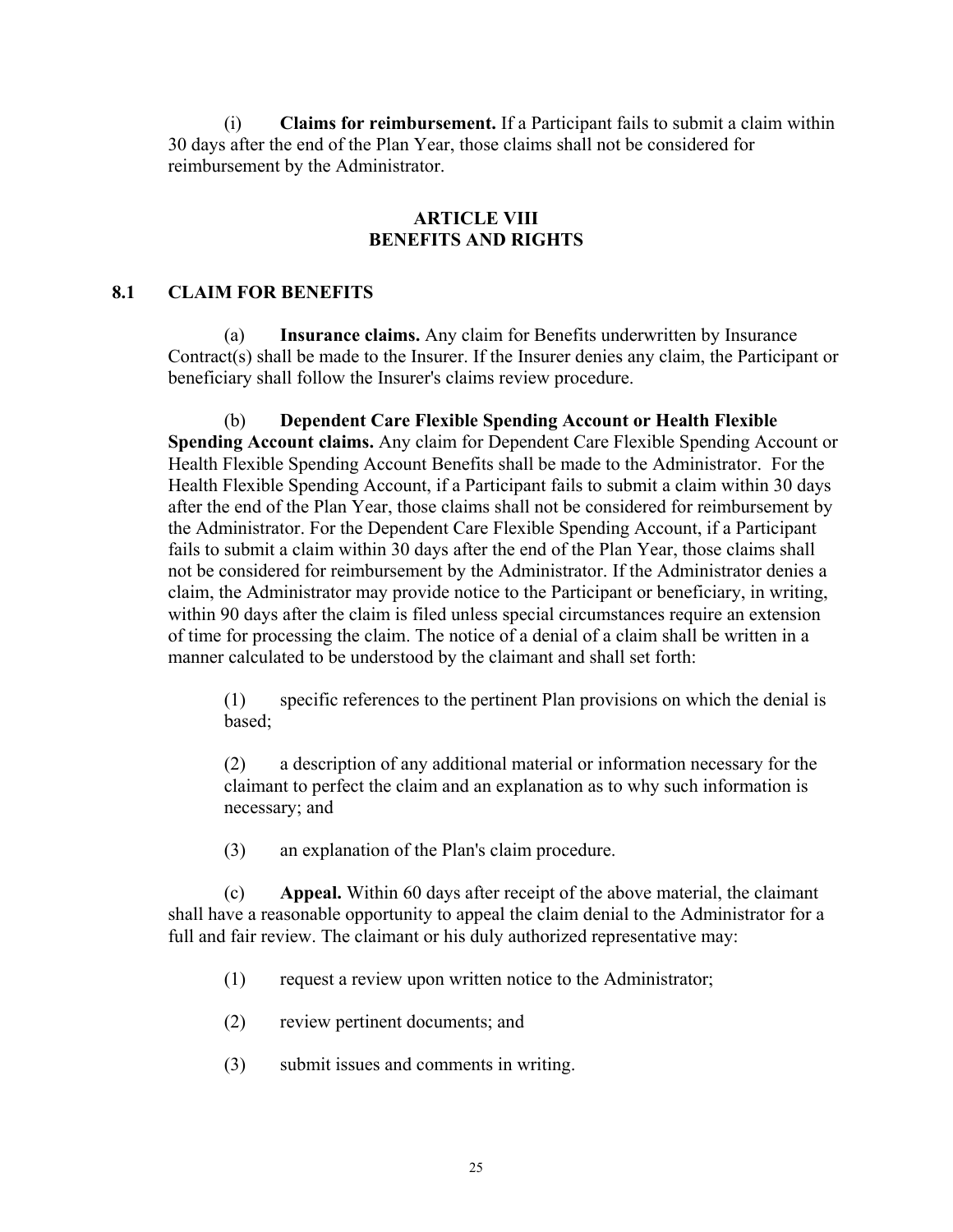(i) **Claims for reimbursement.** If a Participant fails to submit a claim within 30 days after the end of the Plan Year, those claims shall not be considered for reimbursement by the Administrator.

# ARTICLE VIII
# BENEFITS AND RIGHTS

## 8.1 CLAIM FOR BENEFITS

(a) **Insurance claims.** Any claim for Benefits underwritten by Insurance Contract(s) shall be made to the Insurer. If the Insurer denies any claim, the Participant or beneficiary shall follow the Insurer's claims review procedure.

(b) **Dependent Care Flexible Spending Account or Health Flexible Spending Account claims.** Any claim for Dependent Care Flexible Spending Account or Health Flexible Spending Account Benefits shall be made to the Administrator. For the Health Flexible Spending Account, if a Participant fails to submit a claim within 30 days after the end of the Plan Year, those claims shall not be considered for reimbursement by the Administrator. For the Dependent Care Flexible Spending Account, if a Participant fails to submit a claim within 30 days after the end of the Plan Year, those claims shall not be considered for reimbursement by the Administrator. If the Administrator denies a claim, the Administrator may provide notice to the Participant or beneficiary, in writing, within 90 days after the claim is filed unless special circumstances require an extension of time for processing the claim. The notice of a denial of a claim shall be written in a manner calculated to be understood by the claimant and shall set forth:

(1) specific references to the pertinent Plan provisions on which the denial is based;

(2) a description of any additional material or information necessary for the claimant to perfect the claim and an explanation as to why such information is necessary; and

(3) an explanation of the Plan's claim procedure.

(c) **Appeal.** Within 60 days after receipt of the above material, the claimant shall have a reasonable opportunity to appeal the claim denial to the Administrator for a full and fair review. The claimant or his duly authorized representative may:

(1) request a review upon written notice to the Administrator;

(2) review pertinent documents; and

(3) submit issues and comments in writing.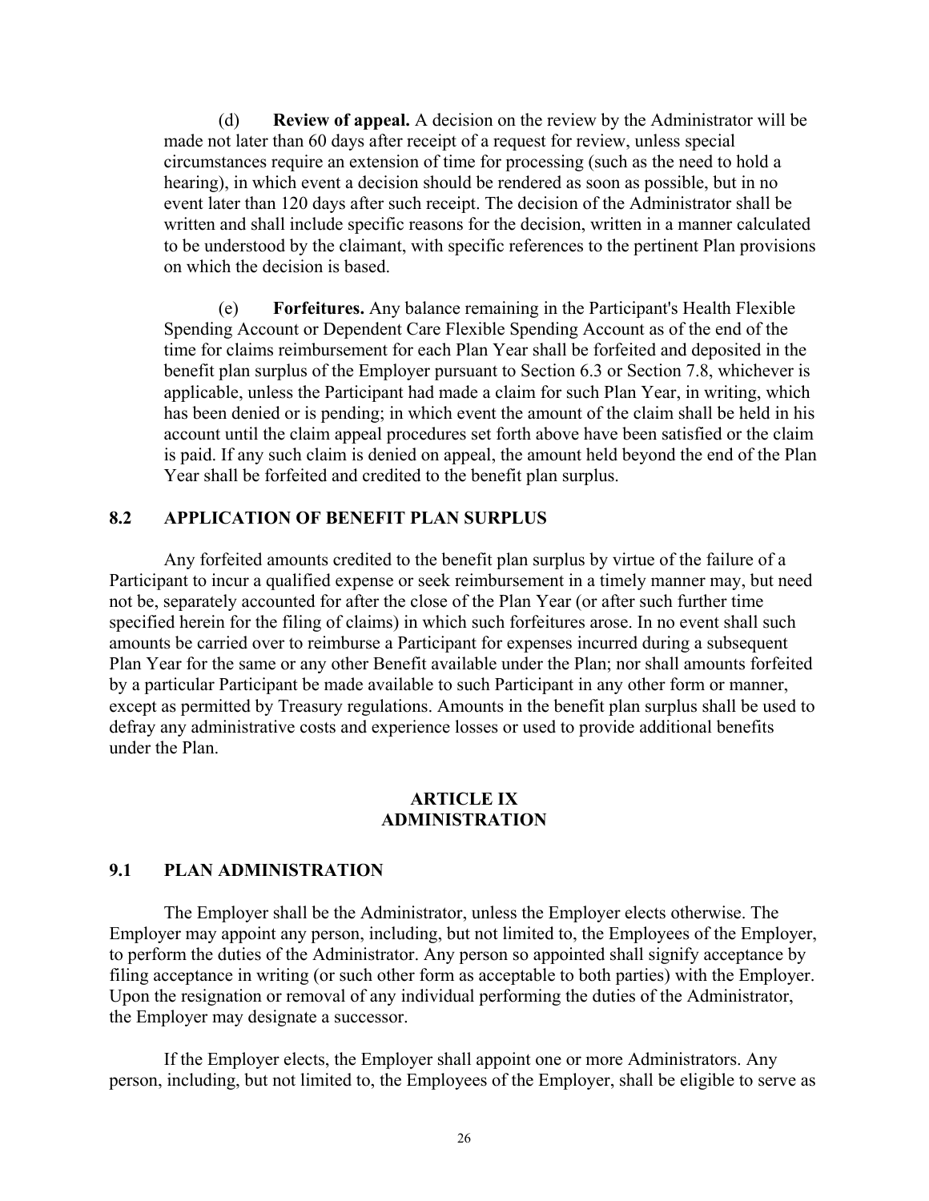(d) **Review of appeal.** A decision on the review by the Administrator will be made not later than 60 days after receipt of a request for review, unless special circumstances require an extension of time for processing (such as the need to hold a hearing), in which event a decision should be rendered as soon as possible, but in no event later than 120 days after such receipt. The decision of the Administrator shall be written and shall include specific reasons for the decision, written in a manner calculated to be understood by the claimant, with specific references to the pertinent Plan provisions on which the decision is based.

(e) **Forfeitures.** Any balance remaining in the Participant's Health Flexible Spending Account or Dependent Care Flexible Spending Account as of the end of the time for claims reimbursement for each Plan Year shall be forfeited and deposited in the benefit plan surplus of the Employer pursuant to Section 6.3 or Section 7.8, whichever is applicable, unless the Participant had made a claim for such Plan Year, in writing, which has been denied or is pending; in which event the amount of the claim shall be held in his account until the claim appeal procedures set forth above have been satisfied or the claim is paid. If any such claim is denied on appeal, the amount held beyond the end of the Plan Year shall be forfeited and credited to the benefit plan surplus.

### 8.2 APPLICATION OF BENEFIT PLAN SURPLUS

Any forfeited amounts credited to the benefit plan surplus by virtue of the failure of a Participant to incur a qualified expense or seek reimbursement in a timely manner may, but need not be, separately accounted for after the close of the Plan Year (or after such further time specified herein for the filing of claims) in which such forfeitures arose. In no event shall such amounts be carried over to reimburse a Participant for expenses incurred during a subsequent Plan Year for the same or any other Benefit available under the Plan; nor shall amounts forfeited by a particular Participant be made available to such Participant in any other form or manner, except as permitted by Treasury regulations. Amounts in the benefit plan surplus shall be used to defray any administrative costs and experience losses or used to provide additional benefits under the Plan.

## ARTICLE IX
## ADMINISTRATION

### 9.1 PLAN ADMINISTRATION

The Employer shall be the Administrator, unless the Employer elects otherwise. The Employer may appoint any person, including, but not limited to, the Employees of the Employer, to perform the duties of the Administrator. Any person so appointed shall signify acceptance by filing acceptance in writing (or such other form as acceptable to both parties) with the Employer. Upon the resignation or removal of any individual performing the duties of the Administrator, the Employer may designate a successor.

If the Employer elects, the Employer shall appoint one or more Administrators. Any person, including, but not limited to, the Employees of the Employer, shall be eligible to serve as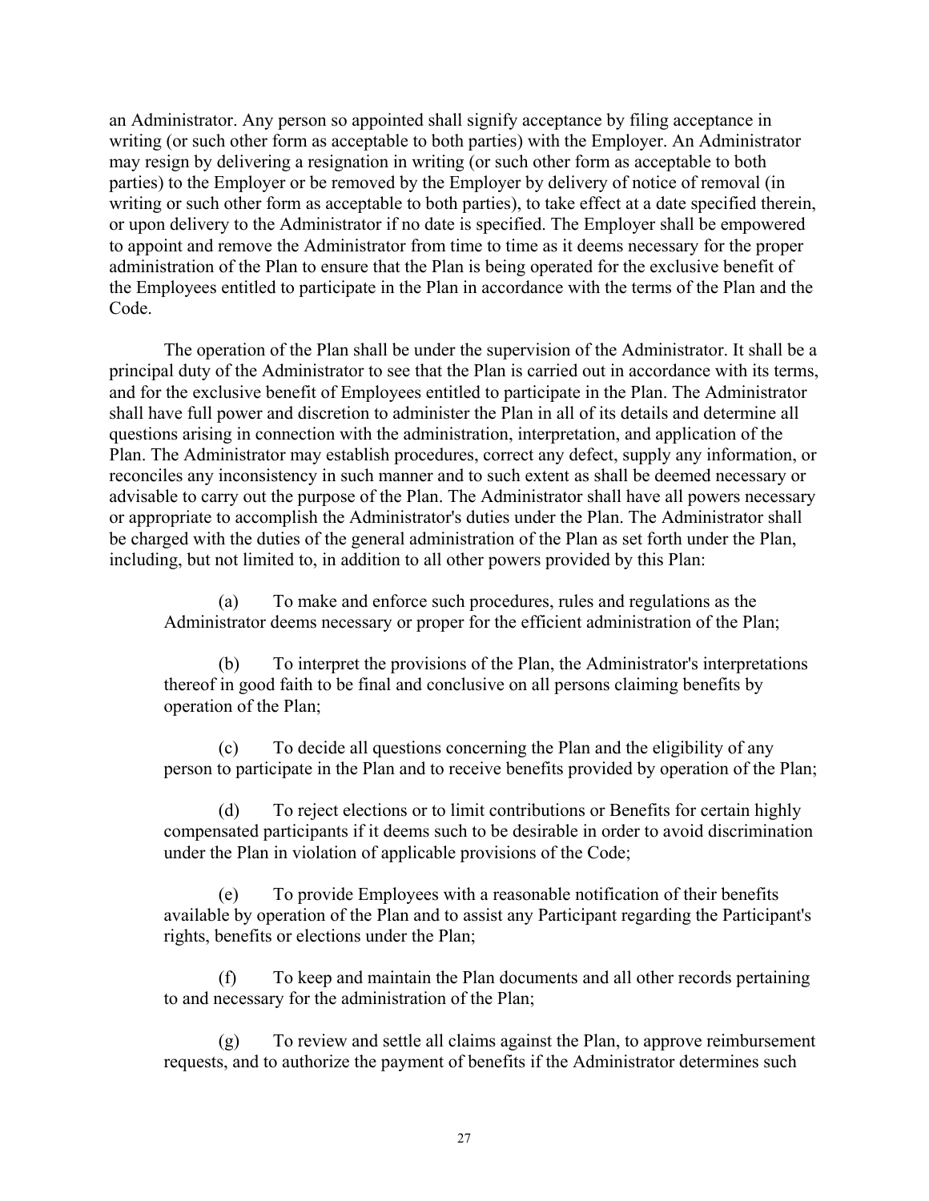an Administrator. Any person so appointed shall signify acceptance by filing acceptance in writing (or such other form as acceptable to both parties) with the Employer. An Administrator may resign by delivering a resignation in writing (or such other form as acceptable to both parties) to the Employer or be removed by the Employer by delivery of notice of removal (in writing or such other form as acceptable to both parties), to take effect at a date specified therein, or upon delivery to the Administrator if no date is specified. The Employer shall be empowered to appoint and remove the Administrator from time to time as it deems necessary for the proper administration of the Plan to ensure that the Plan is being operated for the exclusive benefit of the Employees entitled to participate in the Plan in accordance with the terms of the Plan and the Code.

The operation of the Plan shall be under the supervision of the Administrator. It shall be a principal duty of the Administrator to see that the Plan is carried out in accordance with its terms, and for the exclusive benefit of Employees entitled to participate in the Plan. The Administrator shall have full power and discretion to administer the Plan in all of its details and determine all questions arising in connection with the administration, interpretation, and application of the Plan. The Administrator may establish procedures, correct any defect, supply any information, or reconciles any inconsistency in such manner and to such extent as shall be deemed necessary or advisable to carry out the purpose of the Plan. The Administrator shall have all powers necessary or appropriate to accomplish the Administrator's duties under the Plan. The Administrator shall be charged with the duties of the general administration of the Plan as set forth under the Plan, including, but not limited to, in addition to all other powers provided by this Plan:

(a) To make and enforce such procedures, rules and regulations as the Administrator deems necessary or proper for the efficient administration of the Plan;

(b) To interpret the provisions of the Plan, the Administrator's interpretations thereof in good faith to be final and conclusive on all persons claiming benefits by operation of the Plan;

(c) To decide all questions concerning the Plan and the eligibility of any person to participate in the Plan and to receive benefits provided by operation of the Plan;

(d) To reject elections or to limit contributions or Benefits for certain highly compensated participants if it deems such to be desirable in order to avoid discrimination under the Plan in violation of applicable provisions of the Code;

(e) To provide Employees with a reasonable notification of their benefits available by operation of the Plan and to assist any Participant regarding the Participant's rights, benefits or elections under the Plan;

(f) To keep and maintain the Plan documents and all other records pertaining to and necessary for the administration of the Plan;

(g) To review and settle all claims against the Plan, to approve reimbursement requests, and to authorize the payment of benefits if the Administrator determines such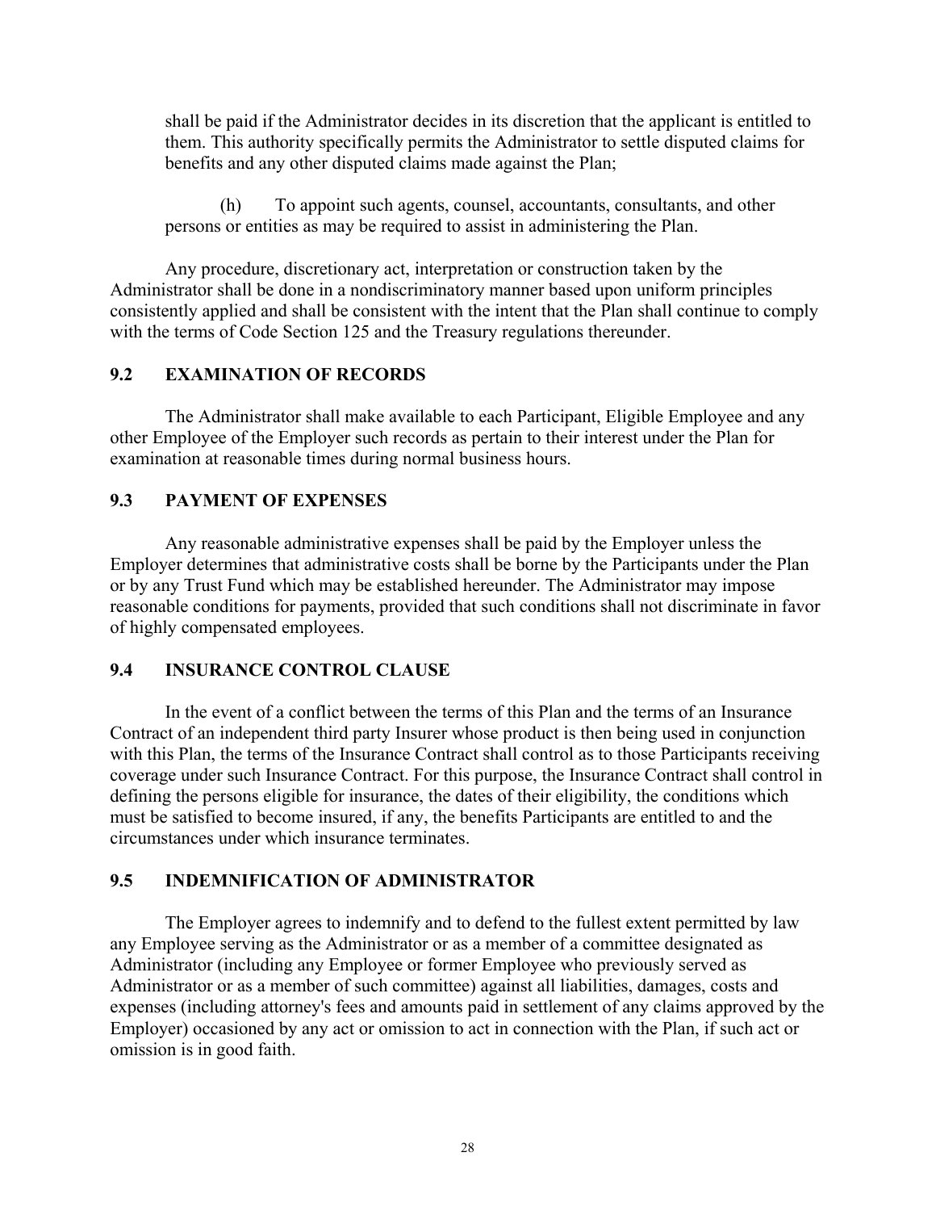shall be paid if the Administrator decides in its discretion that the applicant is entitled to them. This authority specifically permits the Administrator to settle disputed claims for benefits and any other disputed claims made against the Plan;

(h) To appoint such agents, counsel, accountants, consultants, and other persons or entities as may be required to assist in administering the Plan.

Any procedure, discretionary act, interpretation or construction taken by the Administrator shall be done in a nondiscriminatory manner based upon uniform principles consistently applied and shall be consistent with the intent that the Plan shall continue to comply with the terms of Code Section 125 and the Treasury regulations thereunder.

## 9.2 EXAMINATION OF RECORDS

The Administrator shall make available to each Participant, Eligible Employee and any other Employee of the Employer such records as pertain to their interest under the Plan for examination at reasonable times during normal business hours.

## 9.3 PAYMENT OF EXPENSES

Any reasonable administrative expenses shall be paid by the Employer unless the Employer determines that administrative costs shall be borne by the Participants under the Plan or by any Trust Fund which may be established hereunder. The Administrator may impose reasonable conditions for payments, provided that such conditions shall not discriminate in favor of highly compensated employees.

## 9.4 INSURANCE CONTROL CLAUSE

In the event of a conflict between the terms of this Plan and the terms of an Insurance Contract of an independent third party Insurer whose product is then being used in conjunction with this Plan, the terms of the Insurance Contract shall control as to those Participants receiving coverage under such Insurance Contract. For this purpose, the Insurance Contract shall control in defining the persons eligible for insurance, the dates of their eligibility, the conditions which must be satisfied to become insured, if any, the benefits Participants are entitled to and the circumstances under which insurance terminates.

## 9.5 INDEMNIFICATION OF ADMINISTRATOR

The Employer agrees to indemnify and to defend to the fullest extent permitted by law any Employee serving as the Administrator or as a member of a committee designated as Administrator (including any Employee or former Employee who previously served as Administrator or as a member of such committee) against all liabilities, damages, costs and expenses (including attorney's fees and amounts paid in settlement of any claims approved by the Employer) occasioned by any act or omission to act in connection with the Plan, if such act or omission is in good faith.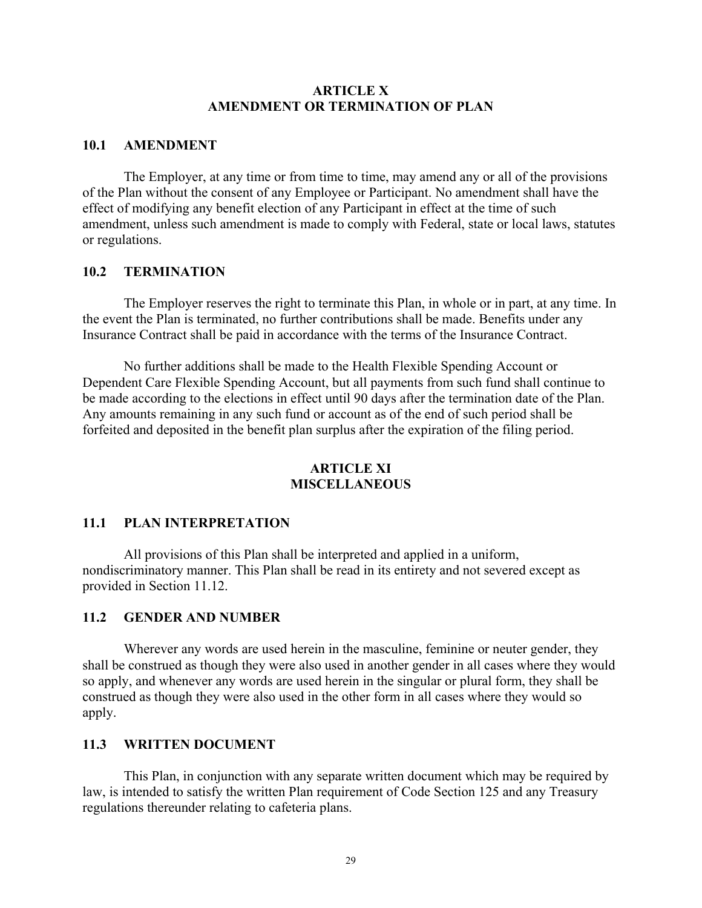## ARTICLE X
## AMENDMENT OR TERMINATION OF PLAN

### 10.1 AMENDMENT

The Employer, at any time or from time to time, may amend any or all of the provisions of the Plan without the consent of any Employee or Participant. No amendment shall have the effect of modifying any benefit election of any Participant in effect at the time of such amendment, unless such amendment is made to comply with Federal, state or local laws, statutes or regulations.

### 10.2 TERMINATION

The Employer reserves the right to terminate this Plan, in whole or in part, at any time. In the event the Plan is terminated, no further contributions shall be made. Benefits under any Insurance Contract shall be paid in accordance with the terms of the Insurance Contract.

No further additions shall be made to the Health Flexible Spending Account or Dependent Care Flexible Spending Account, but all payments from such fund shall continue to be made according to the elections in effect until 90 days after the termination date of the Plan. Any amounts remaining in any such fund or account as of the end of such period shall be forfeited and deposited in the benefit plan surplus after the expiration of the filing period.

## ARTICLE XI
## MISCELLANEOUS

### 11.1 PLAN INTERPRETATION

All provisions of this Plan shall be interpreted and applied in a uniform, nondiscriminatory manner. This Plan shall be read in its entirety and not severed except as provided in Section 11.12.

### 11.2 GENDER AND NUMBER

Wherever any words are used herein in the masculine, feminine or neuter gender, they shall be construed as though they were also used in another gender in all cases where they would so apply, and whenever any words are used herein in the singular or plural form, they shall be construed as though they were also used in the other form in all cases where they would so apply.

### 11.3 WRITTEN DOCUMENT

This Plan, in conjunction with any separate written document which may be required by law, is intended to satisfy the written Plan requirement of Code Section 125 and any Treasury regulations thereunder relating to cafeteria plans.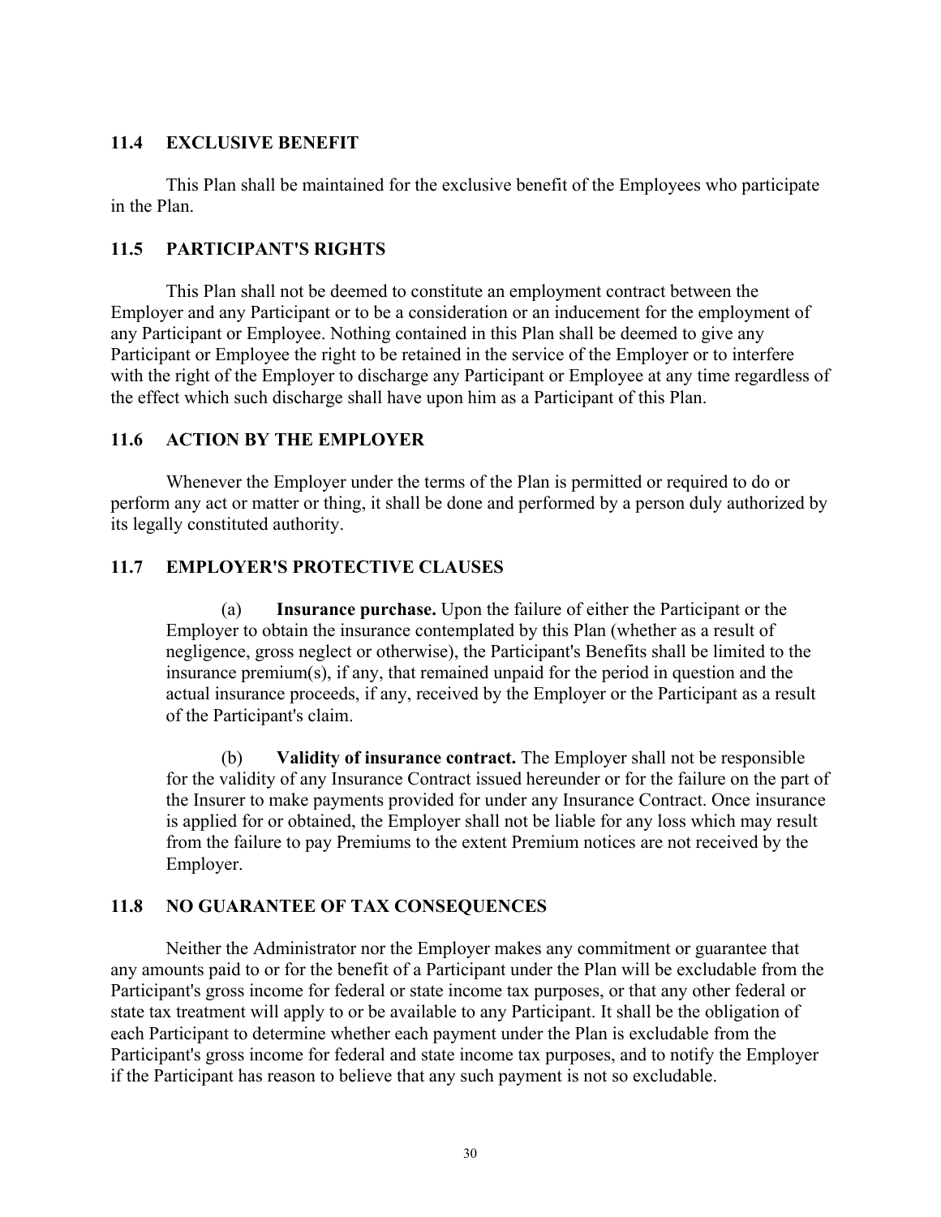## 11.4 EXCLUSIVE BENEFIT

This Plan shall be maintained for the exclusive benefit of the Employees who participate in the Plan.

## 11.5 PARTICIPANT'S RIGHTS

This Plan shall not be deemed to constitute an employment contract between the Employer and any Participant or to be a consideration or an inducement for the employment of any Participant or Employee. Nothing contained in this Plan shall be deemed to give any Participant or Employee the right to be retained in the service of the Employer or to interfere with the right of the Employer to discharge any Participant or Employee at any time regardless of the effect which such discharge shall have upon him as a Participant of this Plan.

## 11.6 ACTION BY THE EMPLOYER

Whenever the Employer under the terms of the Plan is permitted or required to do or perform any act or matter or thing, it shall be done and performed by a person duly authorized by its legally constituted authority.

## 11.7 EMPLOYER'S PROTECTIVE CLAUSES

(a) **Insurance purchase.** Upon the failure of either the Participant or the Employer to obtain the insurance contemplated by this Plan (whether as a result of negligence, gross neglect or otherwise), the Participant's Benefits shall be limited to the insurance premium(s), if any, that remained unpaid for the period in question and the actual insurance proceeds, if any, received by the Employer or the Participant as a result of the Participant's claim.

(b) **Validity of insurance contract.** The Employer shall not be responsible for the validity of any Insurance Contract issued hereunder or for the failure on the part of the Insurer to make payments provided for under any Insurance Contract. Once insurance is applied for or obtained, the Employer shall not be liable for any loss which may result from the failure to pay Premiums to the extent Premium notices are not received by the Employer.

## 11.8 NO GUARANTEE OF TAX CONSEQUENCES

Neither the Administrator nor the Employer makes any commitment or guarantee that any amounts paid to or for the benefit of a Participant under the Plan will be excludable from the Participant's gross income for federal or state income tax purposes, or that any other federal or state tax treatment will apply to or be available to any Participant. It shall be the obligation of each Participant to determine whether each payment under the Plan is excludable from the Participant's gross income for federal and state income tax purposes, and to notify the Employer if the Participant has reason to believe that any such payment is not so excludable.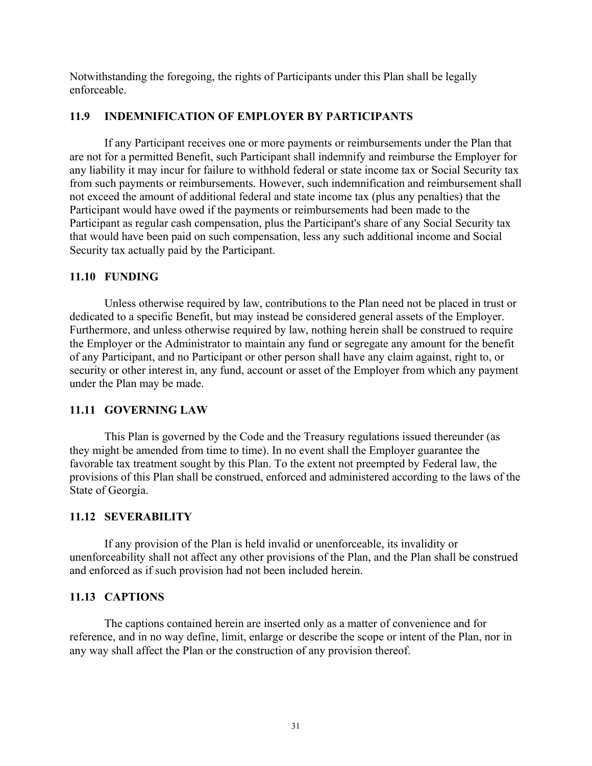Notwithstanding the foregoing, the rights of Participants under this Plan shall be legally enforceable.

### 11.9 INDEMNIFICATION OF EMPLOYER BY PARTICIPANTS

If any Participant receives one or more payments or reimbursements under the Plan that are not for a permitted Benefit, such Participant shall indemnify and reimburse the Employer for any liability it may incur for failure to withhold federal or state income tax or Social Security tax from such payments or reimbursements. However, such indemnification and reimbursement shall not exceed the amount of additional federal and state income tax (plus any penalties) that the Participant would have owed if the payments or reimbursements had been made to the Participant as regular cash compensation, plus the Participant's share of any Social Security tax that would have been paid on such compensation, less any such additional income and Social Security tax actually paid by the Participant.

### 11.10 FUNDING

Unless otherwise required by law, contributions to the Plan need not be placed in trust or dedicated to a specific Benefit, but may instead be considered general assets of the Employer. Furthermore, and unless otherwise required by law, nothing herein shall be construed to require the Employer or the Administrator to maintain any fund or segregate any amount for the benefit of any Participant, and no Participant or other person shall have any claim against, right to, or security or other interest in, any fund, account or asset of the Employer from which any payment under the Plan may be made.

### 11.11 GOVERNING LAW

This Plan is governed by the Code and the Treasury regulations issued thereunder (as they might be amended from time to time). In no event shall the Employer guarantee the favorable tax treatment sought by this Plan. To the extent not preempted by Federal law, the provisions of this Plan shall be construed, enforced and administered according to the laws of the State of Georgia.

### 11.12 SEVERABILITY

If any provision of the Plan is held invalid or unenforceable, its invalidity or unenforceability shall not affect any other provisions of the Plan, and the Plan shall be construed and enforced as if such provision had not been included herein.

### 11.13 CAPTIONS

The captions contained herein are inserted only as a matter of convenience and for reference, and in no way define, limit, enlarge or describe the scope or intent of the Plan, nor in any way shall affect the Plan or the construction of any provision thereof.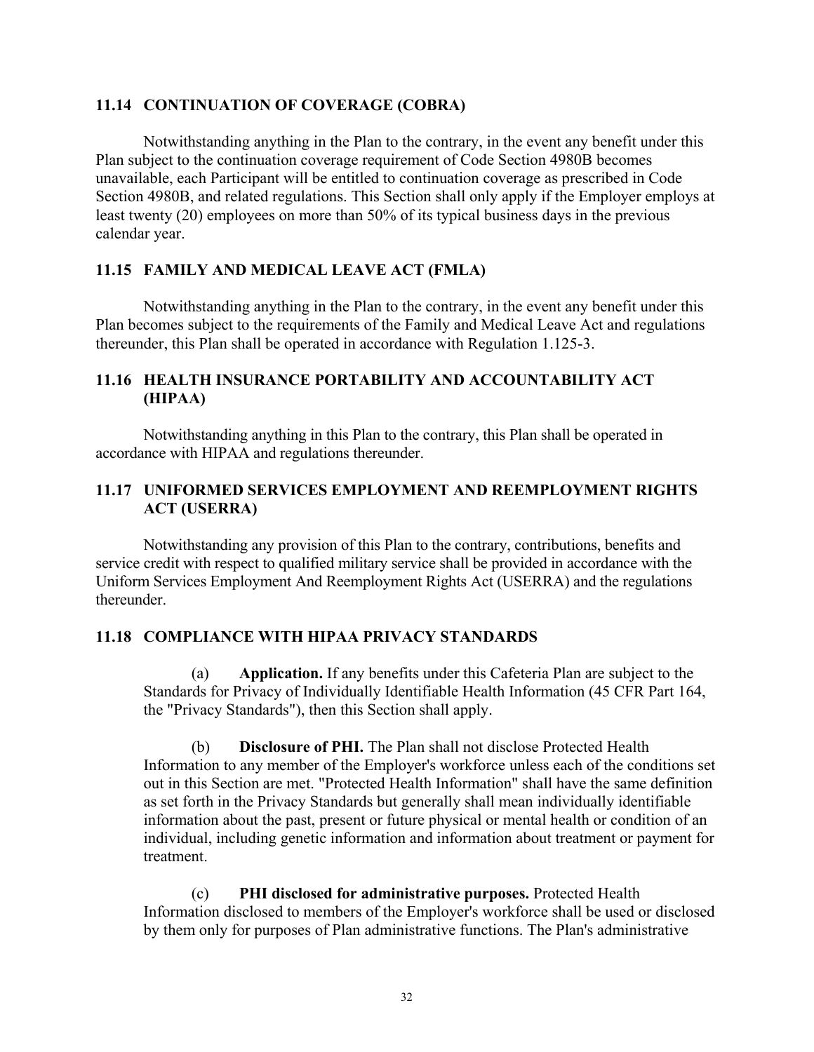### 11.14 CONTINUATION OF COVERAGE (COBRA)

Notwithstanding anything in the Plan to the contrary, in the event any benefit under this Plan subject to the continuation coverage requirement of Code Section 4980B becomes unavailable, each Participant will be entitled to continuation coverage as prescribed in Code Section 4980B, and related regulations. This Section shall only apply if the Employer employs at least twenty (20) employees on more than 50% of its typical business days in the previous calendar year.

### 11.15 FAMILY AND MEDICAL LEAVE ACT (FMLA)

Notwithstanding anything in the Plan to the contrary, in the event any benefit under this Plan becomes subject to the requirements of the Family and Medical Leave Act and regulations thereunder, this Plan shall be operated in accordance with Regulation 1.125-3.

### 11.16 HEALTH INSURANCE PORTABILITY AND ACCOUNTABILITY ACT (HIPAA)

Notwithstanding anything in this Plan to the contrary, this Plan shall be operated in accordance with HIPAA and regulations thereunder.

### 11.17 UNIFORMED SERVICES EMPLOYMENT AND REEMPLOYMENT RIGHTS ACT (USERRA)

Notwithstanding any provision of this Plan to the contrary, contributions, benefits and service credit with respect to qualified military service shall be provided in accordance with the Uniform Services Employment And Reemployment Rights Act (USERRA) and the regulations thereunder.

### 11.18 COMPLIANCE WITH HIPAA PRIVACY STANDARDS

(a) **Application.** If any benefits under this Cafeteria Plan are subject to the Standards for Privacy of Individually Identifiable Health Information (45 CFR Part 164, the "Privacy Standards"), then this Section shall apply.

(b) **Disclosure of PHI.** The Plan shall not disclose Protected Health Information to any member of the Employer's workforce unless each of the conditions set out in this Section are met. "Protected Health Information" shall have the same definition as set forth in the Privacy Standards but generally shall mean individually identifiable information about the past, present or future physical or mental health or condition of an individual, including genetic information and information about treatment or payment for treatment.

(c) **PHI disclosed for administrative purposes.** Protected Health Information disclosed to members of the Employer's workforce shall be used or disclosed by them only for purposes of Plan administrative functions. The Plan's administrative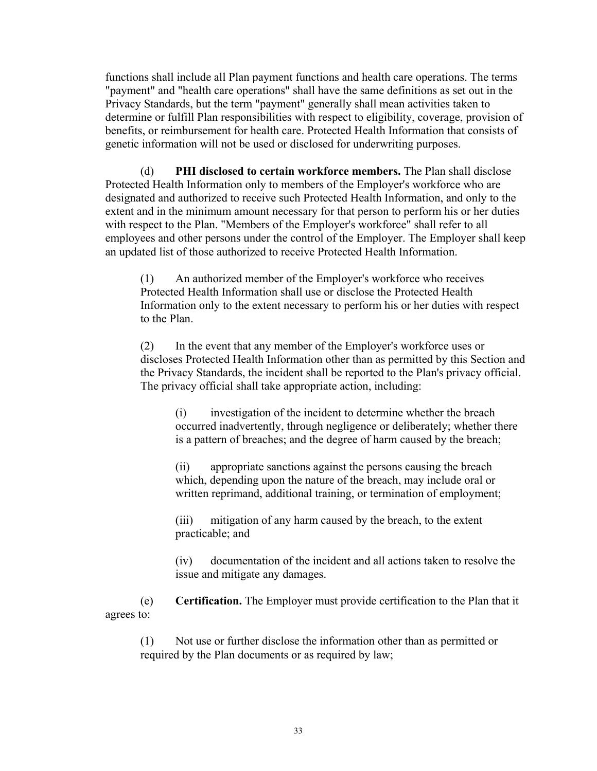functions shall include all Plan payment functions and health care operations. The terms "payment" and "health care operations" shall have the same definitions as set out in the Privacy Standards, but the term "payment" generally shall mean activities taken to determine or fulfill Plan responsibilities with respect to eligibility, coverage, provision of benefits, or reimbursement for health care. Protected Health Information that consists of genetic information will not be used or disclosed for underwriting purposes.

(d) **PHI disclosed to certain workforce members.** The Plan shall disclose Protected Health Information only to members of the Employer's workforce who are designated and authorized to receive such Protected Health Information, and only to the extent and in the minimum amount necessary for that person to perform his or her duties with respect to the Plan. "Members of the Employer's workforce" shall refer to all employees and other persons under the control of the Employer. The Employer shall keep an updated list of those authorized to receive Protected Health Information.

(1) An authorized member of the Employer's workforce who receives Protected Health Information shall use or disclose the Protected Health Information only to the extent necessary to perform his or her duties with respect to the Plan.

(2) In the event that any member of the Employer's workforce uses or discloses Protected Health Information other than as permitted by this Section and the Privacy Standards, the incident shall be reported to the Plan's privacy official. The privacy official shall take appropriate action, including:

(i) investigation of the incident to determine whether the breach occurred inadvertently, through negligence or deliberately; whether there is a pattern of breaches; and the degree of harm caused by the breach;

(ii) appropriate sanctions against the persons causing the breach which, depending upon the nature of the breach, may include oral or written reprimand, additional training, or termination of employment;

(iii) mitigation of any harm caused by the breach, to the extent practicable; and

(iv) documentation of the incident and all actions taken to resolve the issue and mitigate any damages.

(e) **Certification.** The Employer must provide certification to the Plan that it agrees to:

(1) Not use or further disclose the information other than as permitted or required by the Plan documents or as required by law;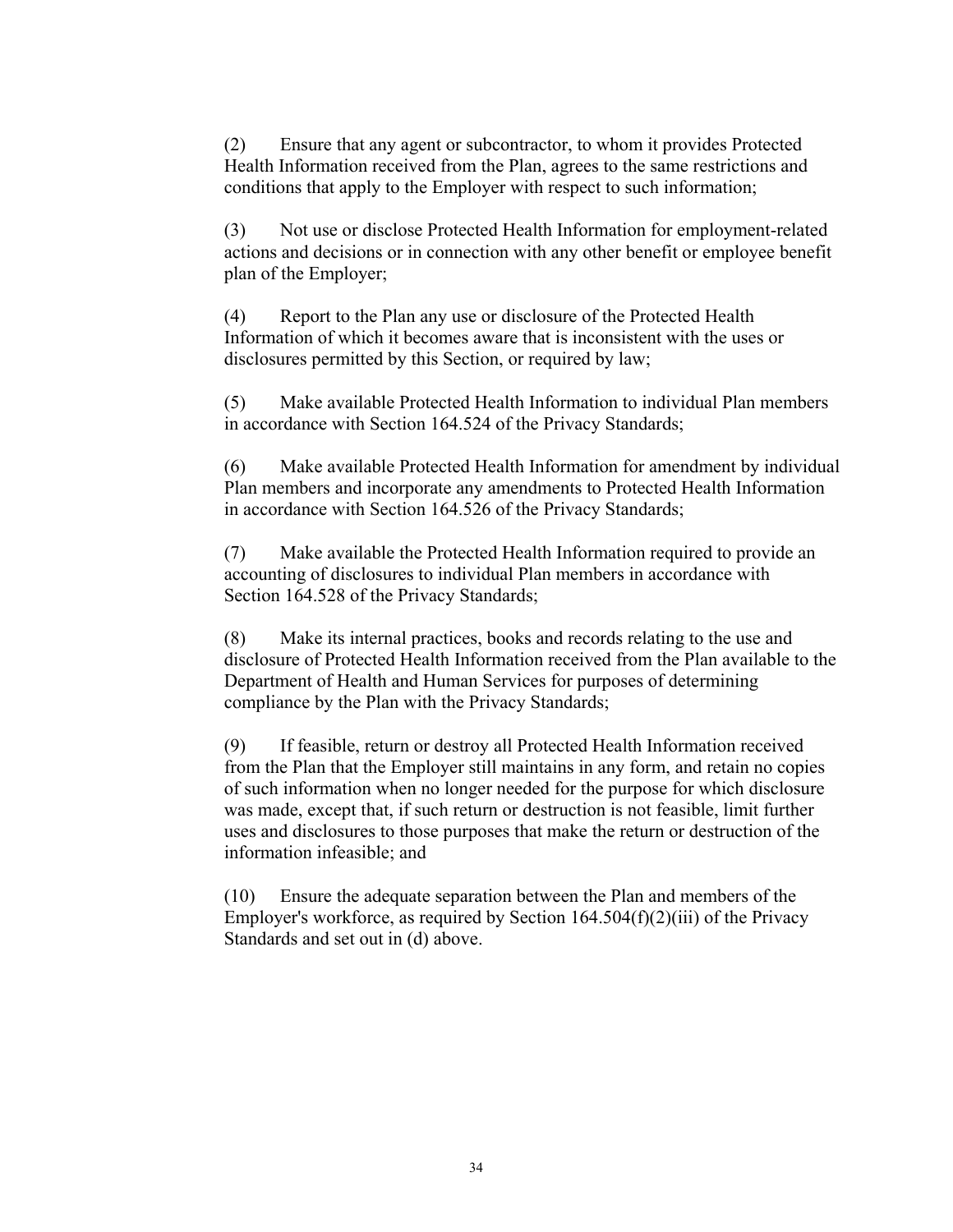(2) Ensure that any agent or subcontractor, to whom it provides Protected Health Information received from the Plan, agrees to the same restrictions and conditions that apply to the Employer with respect to such information;

(3) Not use or disclose Protected Health Information for employment-related actions and decisions or in connection with any other benefit or employee benefit plan of the Employer;

(4) Report to the Plan any use or disclosure of the Protected Health Information of which it becomes aware that is inconsistent with the uses or disclosures permitted by this Section, or required by law;

(5) Make available Protected Health Information to individual Plan members in accordance with Section 164.524 of the Privacy Standards;

(6) Make available Protected Health Information for amendment by individual Plan members and incorporate any amendments to Protected Health Information in accordance with Section 164.526 of the Privacy Standards;

(7) Make available the Protected Health Information required to provide an accounting of disclosures to individual Plan members in accordance with Section 164.528 of the Privacy Standards;

(8) Make its internal practices, books and records relating to the use and disclosure of Protected Health Information received from the Plan available to the Department of Health and Human Services for purposes of determining compliance by the Plan with the Privacy Standards;

(9) If feasible, return or destroy all Protected Health Information received from the Plan that the Employer still maintains in any form, and retain no copies of such information when no longer needed for the purpose for which disclosure was made, except that, if such return or destruction is not feasible, limit further uses and disclosures to those purposes that make the return or destruction of the information infeasible; and

(10) Ensure the adequate separation between the Plan and members of the Employer's workforce, as required by Section 164.504(f)(2)(iii) of the Privacy Standards and set out in (d) above.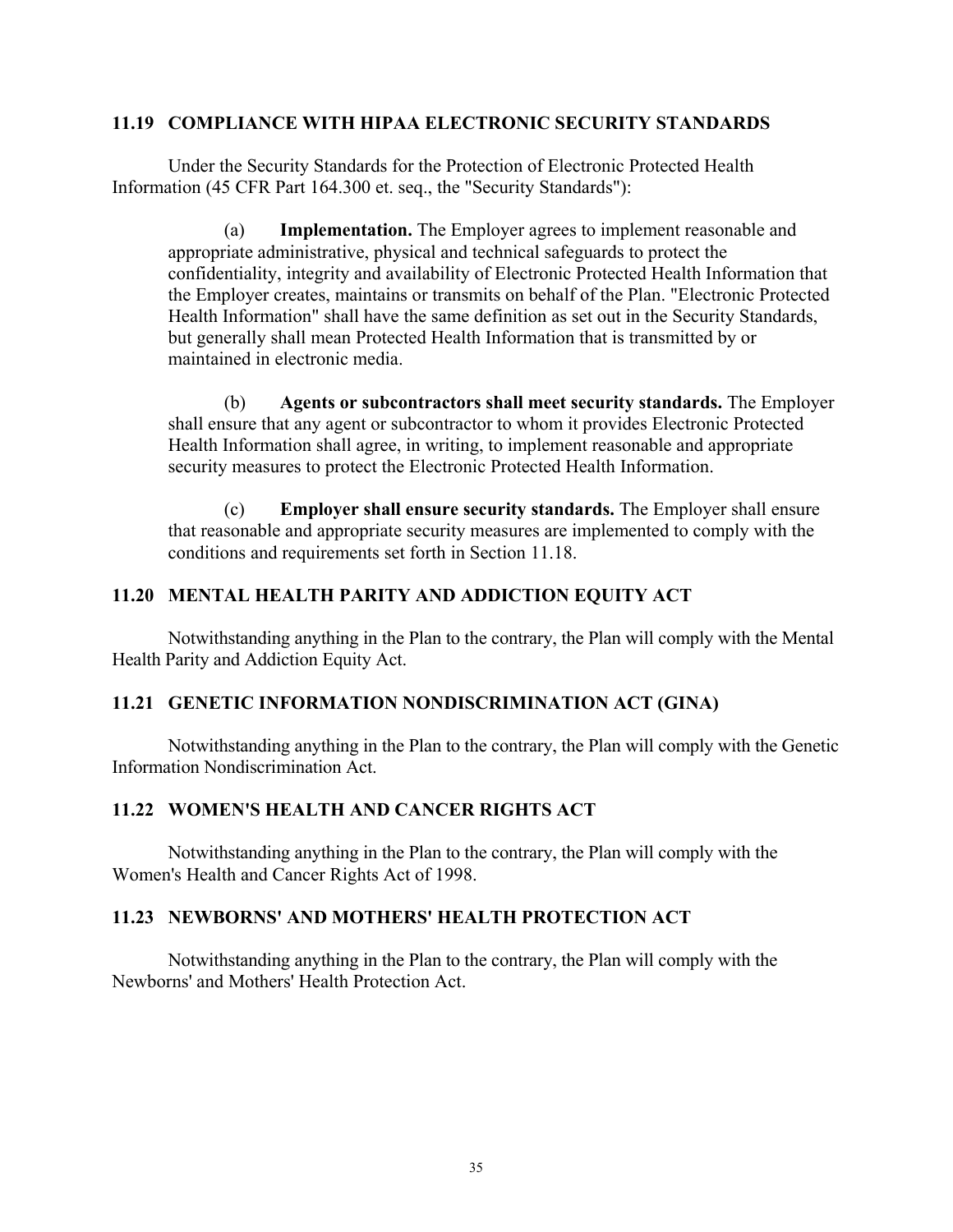### 11.19 COMPLIANCE WITH HIPAA ELECTRONIC SECURITY STANDARDS

Under the Security Standards for the Protection of Electronic Protected Health Information (45 CFR Part 164.300 et. seq., the "Security Standards"):

(a) **Implementation.** The Employer agrees to implement reasonable and appropriate administrative, physical and technical safeguards to protect the confidentiality, integrity and availability of Electronic Protected Health Information that the Employer creates, maintains or transmits on behalf of the Plan. "Electronic Protected Health Information" shall have the same definition as set out in the Security Standards, but generally shall mean Protected Health Information that is transmitted by or maintained in electronic media.

(b) **Agents or subcontractors shall meet security standards.** The Employer shall ensure that any agent or subcontractor to whom it provides Electronic Protected Health Information shall agree, in writing, to implement reasonable and appropriate security measures to protect the Electronic Protected Health Information.

(c) **Employer shall ensure security standards.** The Employer shall ensure that reasonable and appropriate security measures are implemented to comply with the conditions and requirements set forth in Section 11.18.

### 11.20 MENTAL HEALTH PARITY AND ADDICTION EQUITY ACT

Notwithstanding anything in the Plan to the contrary, the Plan will comply with the Mental Health Parity and Addiction Equity Act.

### 11.21 GENETIC INFORMATION NONDISCRIMINATION ACT (GINA)

Notwithstanding anything in the Plan to the contrary, the Plan will comply with the Genetic Information Nondiscrimination Act.

### 11.22 WOMEN'S HEALTH AND CANCER RIGHTS ACT

Notwithstanding anything in the Plan to the contrary, the Plan will comply with the Women's Health and Cancer Rights Act of 1998.

### 11.23 NEWBORNS' AND MOTHERS' HEALTH PROTECTION ACT

Notwithstanding anything in the Plan to the contrary, the Plan will comply with the Newborns' and Mothers' Health Protection Act.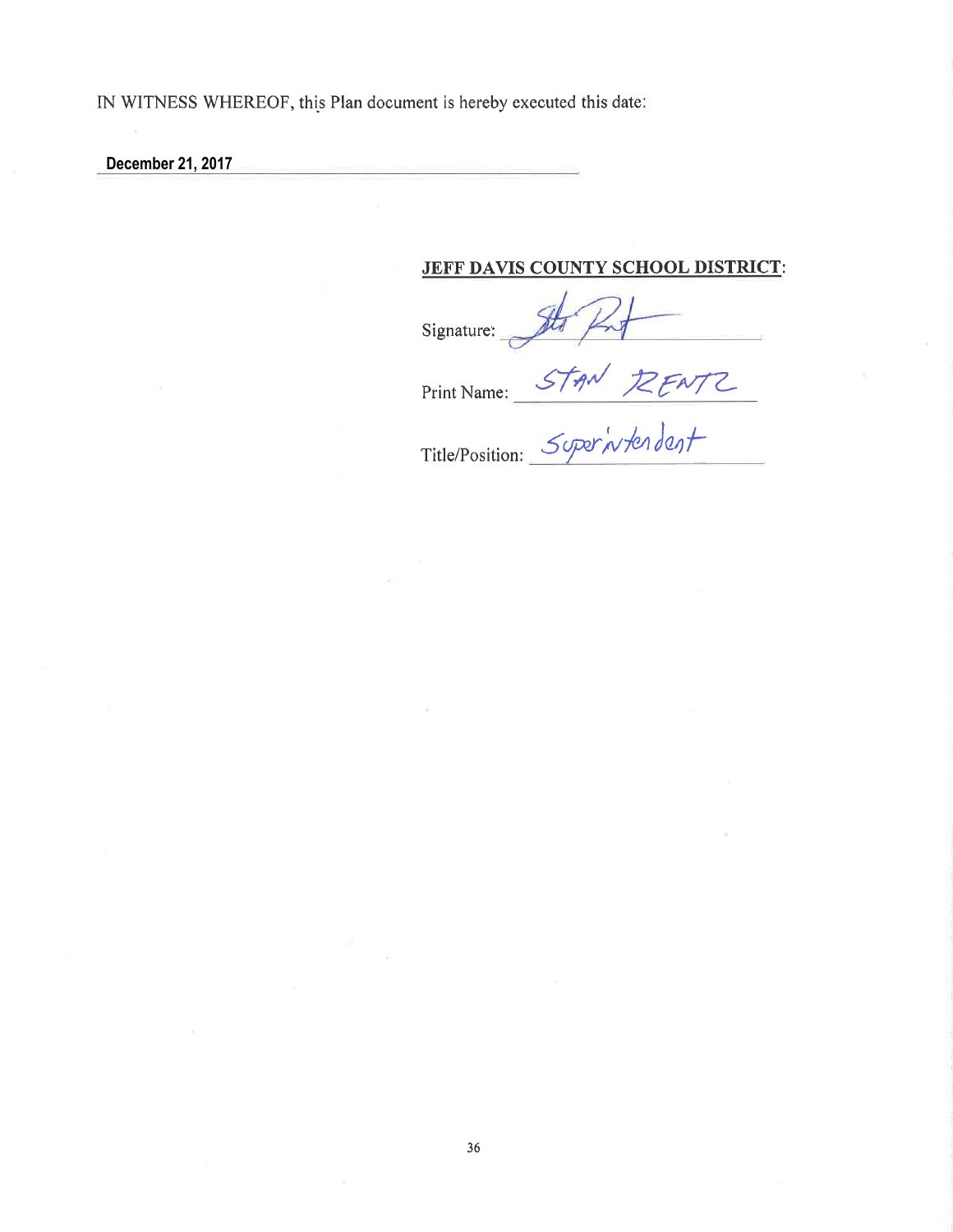IN WITNESS WHEREOF, this Plan document is hereby executed this date:

**December 21, 2017**

**JEFF DAVIS COUNTY SCHOOL DISTRICT**:

Signature: ____________________

Print Name: STAN RENTZ

Title/Position: Superintendent